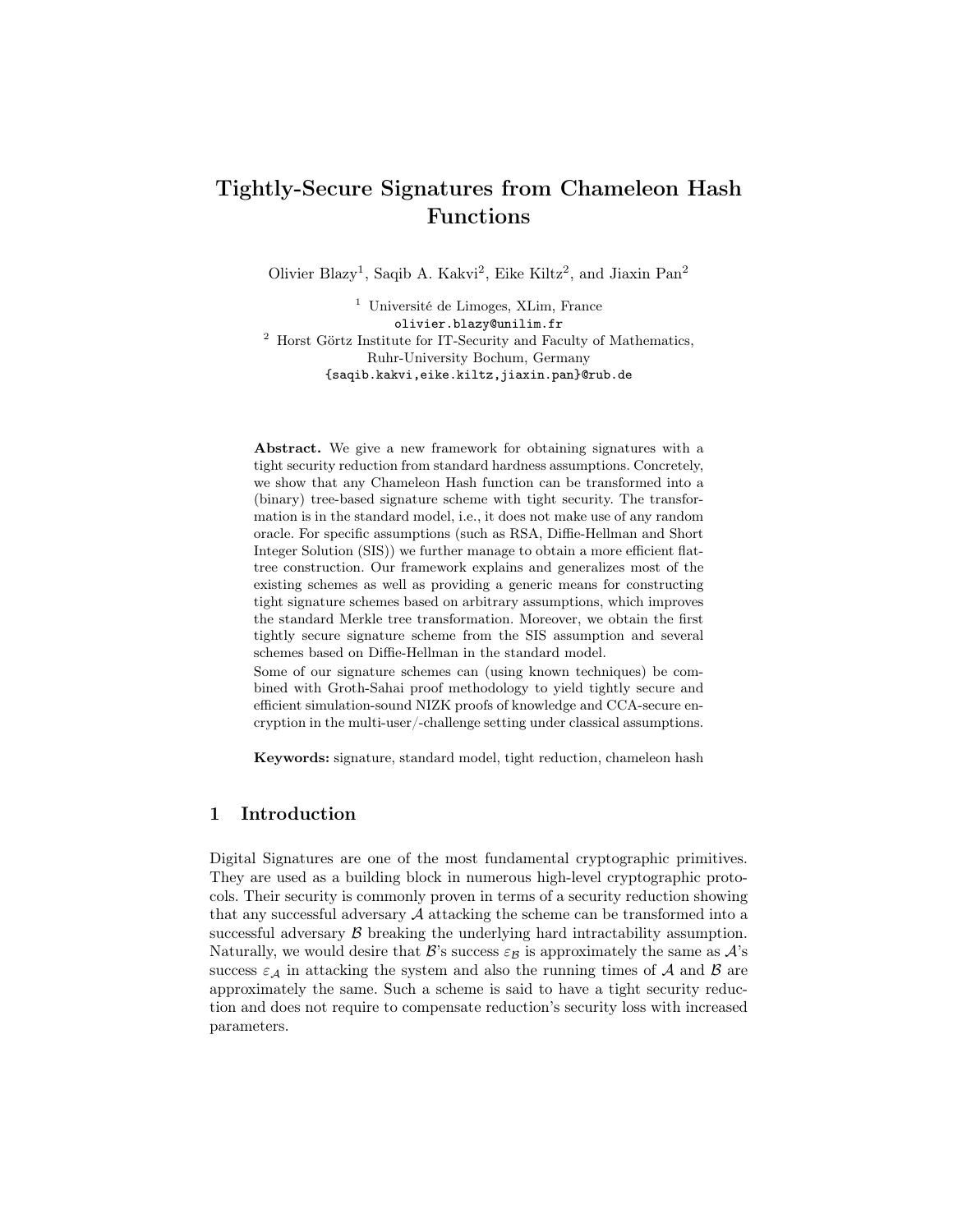# Tightly-Secure Signatures from Chameleon Hash Functions

Olivier Blazy[1], Saqib A. Kakvi[2], Eike Kiltz[2], and Jiaxin Pan[2]

[1] Université de Limoges, XLim, France
olivier.blazy@unilim.fr

[2] Horst Görtz Institute for IT-Security and Faculty of Mathematics, Ruhr-University Bochum, Germany
{saqib.kakvi,eike.kiltz,jiaxin.pan}@rub.de

**Abstract.** We give a new framework for obtaining signatures with a tight security reduction from standard hardness assumptions. Concretely, we show that any Chameleon Hash function can be transformed into a (binary) tree-based signature scheme with tight security. The transformation is in the standard model, i.e., it does not make use of any random oracle. For specific assumptions (such as RSA, Diffie-Hellman and Short Integer Solution (SIS)) we further manage to obtain a more efficient flat-tree construction. Our framework explains and generalizes most of the existing schemes as well as providing a generic means for constructing tight signature schemes based on arbitrary assumptions, which improves the standard Merkle tree transformation. Moreover, we obtain the first tightly secure signature scheme from the SIS assumption and several schemes based on Diffie-Hellman in the standard model.

Some of our signature schemes can (using known techniques) be combined with Groth-Sahai proof methodology to yield tightly secure and efficient simulation-sound NIZK proofs of knowledge and CCA-secure encryption in the multi-user/-challenge setting under classical assumptions.

**Keywords:** signature, standard model, tight reduction, chameleon hash

## 1 Introduction

Digital Signatures are one of the most fundamental cryptographic primitives. They are used as a building block in numerous high-level cryptographic protocols. Their security is commonly proven in terms of a security reduction showing that any successful adversary $\mathcal{A}$ attacking the scheme can be transformed into a successful adversary $\mathcal{B}$ breaking the underlying hard intractability assumption. Naturally, we would desire that $\mathcal{B}$'s success $\varepsilon_{\mathcal{B}}$ is approximately the same as $\mathcal{A}$'s success $\varepsilon_{\mathcal{A}}$ in attacking the system and also the running times of $\mathcal{A}$ and $\mathcal{B}$ are approximately the same. Such a scheme is said to have a tight security reduction and does not require to compensate reduction's security loss with increased parameters.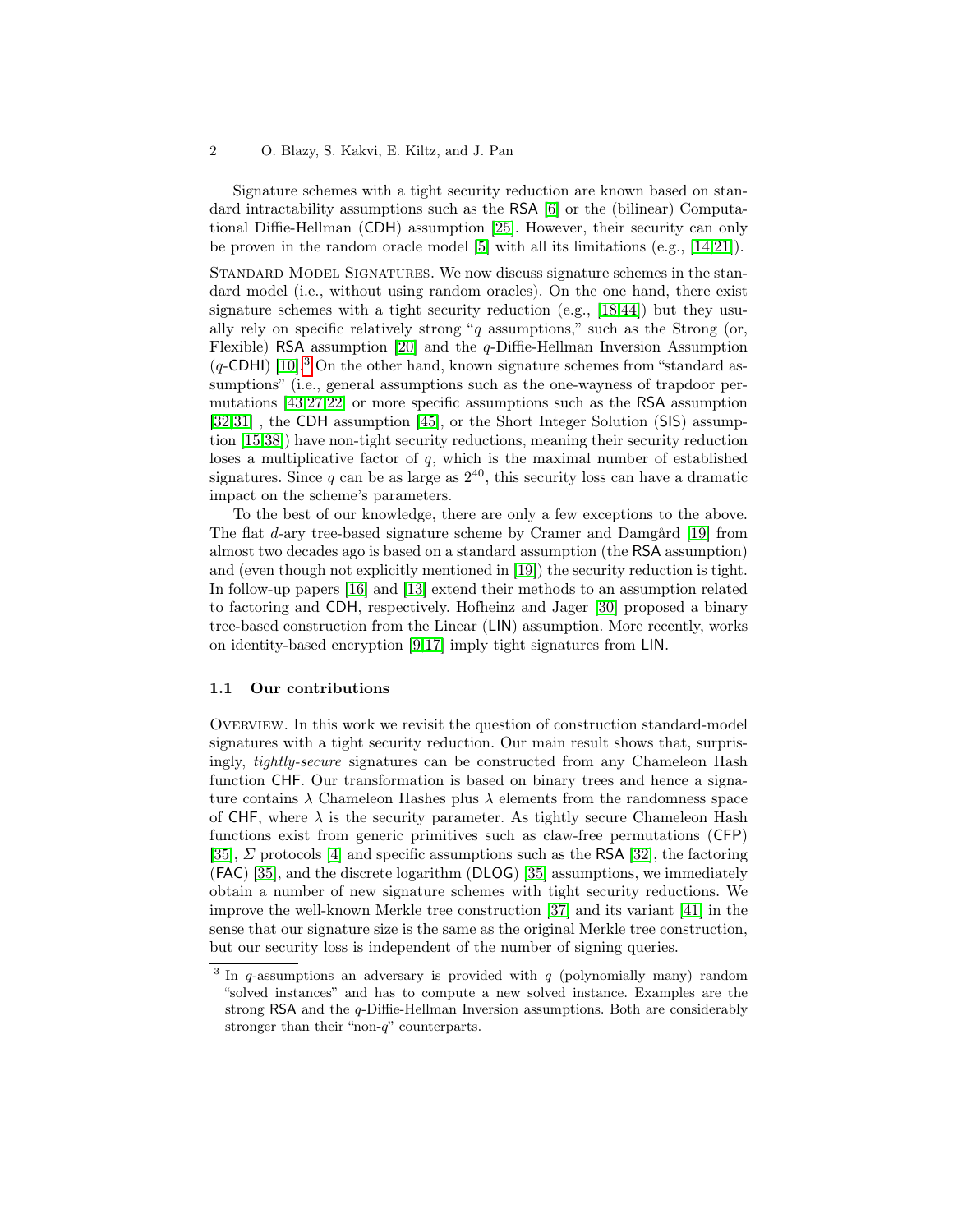Signature schemes with a tight security reduction are known based on standard intractability assumptions such as the RSA [6] or the (bilinear) Computational Diffie-Hellman (CDH) assumption [25]. However, their security can only be proven in the random oracle model [5] with all its limitations (e.g., [14,21]).

Standard Model Signatures. We now discuss signature schemes in the standard model (i.e., without using random oracles). On the one hand, there exist signature schemes with a tight security reduction (e.g., [18,44]) but they usually rely on specific relatively strong "$q$ assumptions," such as the Strong (or, Flexible) RSA assumption [20] and the $q$-Diffie-Hellman Inversion Assumption ($q$-CDHI) [10].[3] On the other hand, known signature schemes from "standard assumptions" (i.e., general assumptions such as the one-wayness of trapdoor permutations [43,27,22] or more specific assumptions such as the RSA assumption [32,31] , the CDH assumption [45], or the Short Integer Solution (SIS) assumption [15,38]) have non-tight security reductions, meaning that their security reduction loses a multiplicative factor of $q$, which is the maximal number of established signatures. Since $q$ can be as large as $2^{40}$, this security loss can have a dramatic impact on the scheme's parameters.

To the best of our knowledge, there are only a few exceptions to the above. The flat $d$-ary tree-based signature scheme by Cramer and Damgård [19] from almost two decades ago is based on a standard assumption (the RSA assumption) and (even though not explicitly mentioned in [19]) the security reduction is tight. In follow-up papers [16] and [13] extend their methods to an assumption related to factoring and CDH, respectively. Hofheinz and Jager [30] proposed a binary tree-based construction from the Linear (LIN) assumption. More recently, works on identity-based encryption [9,17] imply tight signatures from LIN.

### 1.1 Our contributions

Overview. In this work we revisit the question of construction standard-model signatures with a tight security reduction. Our main result shows that, surprisingly, *tightly-secure* signatures can be constructed from any Chameleon Hash function CHF. Our transformation is based on binary trees and hence a signature contains $\lambda$ Chameleon Hashes plus $\lambda$ elements from the randomness space of CHF, where $\lambda$ is the security parameter. As tightly secure Chameleon Hash functions exist from generic primitives such as claw-free permutations (CFP) [35], $\Sigma$ protocols [4] and specific assumptions such as the RSA [32], the factoring (FAC) [35], and the discrete logarithm (DLOG) [35] assumptions, we immediately obtain a number of new signature schemes with tight security reductions. We improve the well-known Merkle tree construction [37] and its variant [41] in the sense that our signature size is the same as the original Merkle tree construction, but our security loss is independent of the number of signing queries.

[3] In $q$-assumptions an adversary is provided with $q$ (polynomially many) random "solved instances" and has to compute a new solved instance. Examples are the strong RSA and the $q$-Diffie-Hellman Inversion assumptions. Both are considerably stronger than their "non-$q$" counterparts.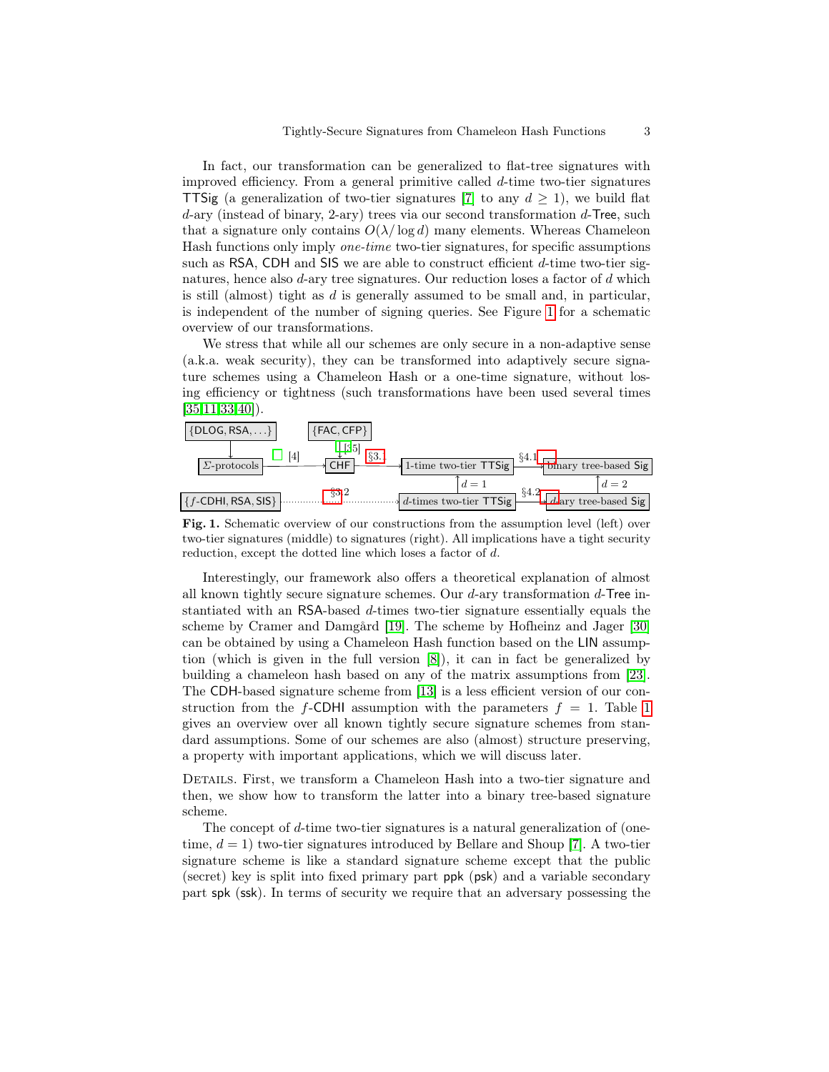In fact, our transformation can be generalized to flat-tree signatures with improved efficiency. From a general primitive called $d$-time two-tier signatures TTSig (a generalization of two-tier signatures [7] to any $d \geq 1$), we build flat $d$-ary (instead of binary, 2-ary) trees via our second transformation $d$-Tree, such that a signature only contains $O(\lambda/\log d)$ many elements. Whereas Chameleon Hash functions only imply *one-time* two-tier signatures, for specific assumptions such as RSA, CDH and SIS we are able to construct efficient $d$-time two-tier signatures, hence also $d$-ary tree signatures. Our reduction loses a factor of $d$ which is still (almost) tight as $d$ is generally assumed to be small and, in particular, is independent of the number of signing queries. See Figure 1 for a schematic overview of our transformations.

We stress that while all our schemes are only secure in a non-adaptive sense (a.k.a. weak security), they can be transformed into adaptively secure signature schemes using a Chameleon Hash or a one-time signature, without losing efficiency or tightness (such transformations have been used several times [35,11,33,40]).

**Fig. 1.** Schematic overview of our constructions from the assumption level (left) over two-tier signatures (middle) to signatures (right). All implications have a tight security reduction, except the dotted line which loses a factor of $d$.

Interestingly, our framework also offers a theoretical explanation of almost all known tightly secure signature schemes. Our $d$-ary transformation $d$-Tree instantiated with an RSA-based $d$-times two-tier signature essentially equals the scheme by Cramer and Damgård [19]. The scheme by Hofheinz and Jager [30] can be obtained by using a Chameleon Hash function based on the LIN assumption (which is given in the full version [8]), it can in fact be generalized by building a chameleon hash based on any of the matrix assumptions from [23]. The CDH-based signature scheme from [13] is a less efficient version of our construction from the $f$-CDHI assumption with the parameters $f = 1$. Table 1 gives an overview over all known tightly secure signature schemes from standard assumptions. Some of our schemes are also (almost) structure preserving, a property with important applications, which we will discuss later.

Details. First, we transform a Chameleon Hash into a two-tier signature and then, we show how to transform the latter into a binary tree-based signature scheme.

The concept of $d$-time two-tier signatures is a natural generalization of (one-time, $d = 1$) two-tier signatures introduced by Bellare and Shoup [7]. A two-tier signature scheme is like a standard signature scheme except that the public (secret) key is split into fixed primary part ppk (psk) and a variable secondary part spk (ssk). In terms of security we require that an adversary possessing the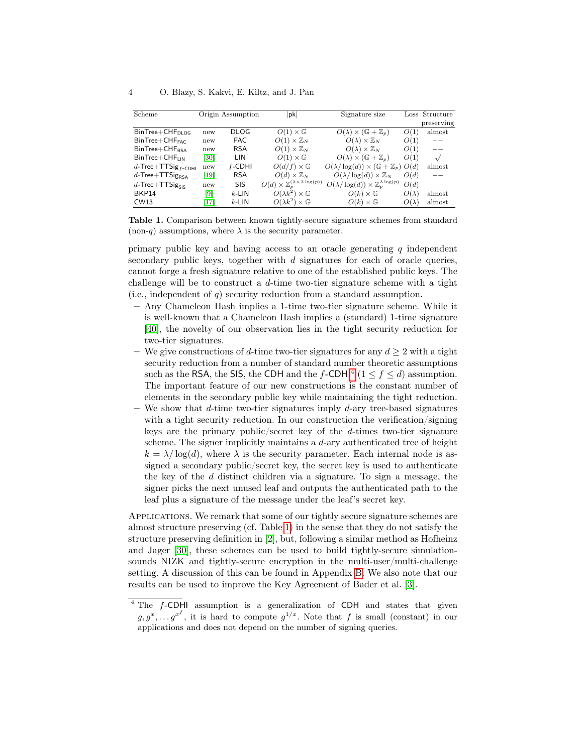| Scheme | Origin | Assumption | $\|\mathsf{pk}\|$ | Signature size | Loss | Structure preserving |
|---|---|---|---|---|---|---|
| $\mathsf{BinTree}+\mathsf{CHF}_{\mathsf{DLOG}}$ | new | DLOG | $O(1) \times \mathbb{G}$ | $O(\lambda) \times (\mathbb{G} + \mathbb{Z}_p)$ | $O(1)$ | almost |
| $\mathsf{BinTree}+\mathsf{CHF}_{\mathsf{FAC}}$ | new | FAC | $O(1) \times \mathbb{Z}_N$ | $O(\lambda) \times \mathbb{Z}_N$ | $O(1)$ | $--$ |
| $\mathsf{BinTree}+\mathsf{CHF}_{\mathsf{RSA}}$ | new | RSA | $O(1) \times \mathbb{Z}_N$ | $O(\lambda) \times \mathbb{Z}_N$ | $O(1)$ | $--$ |
| $\mathsf{BinTree}+\mathsf{CHF}_{\mathsf{LIN}}$ | [30] | LIN | $O(1) \times \mathbb{G}$ | $O(\lambda) \times (\mathbb{G} + \mathbb{Z}_p)$ | $O(1)$ | $\surd$ |
| $d$-$\mathsf{Tree}+\mathsf{TTSig}_{f\text{-}\mathsf{CDHI}}$ | new | $f$-CDHI | $O(d/f) \times \mathbb{G}$ | $O(\lambda/\log(d)) \times (\mathbb{G} + \mathbb{Z}_p)$ | $O(d)$ | almost |
| $d$-$\mathsf{Tree}+\mathsf{TTSig}_{\mathsf{RSA}}$ | [19] | RSA | $O(d) \times \mathbb{Z}_N$ | $O(\lambda/\log(d)) \times \mathbb{Z}_N$ | $O(d)$ | $--$ |
| $d$-$\mathsf{Tree}+\mathsf{TTSig}_{\mathsf{SIS}}$ | new | SIS | $O(d) \times \mathbb{Z}_p^{(\lambda \times \lambda \log(p))}$ | $O(\lambda/\log(d)) \times \mathbb{Z}_p^{\lambda \log(p)}$ | $O(d)$ | $--$ |
| BKP14 | [9] | $k$-LIN | $O(\lambda k^2) \times \mathbb{G}$ | $O(k) \times \mathbb{G}$ | $O(\lambda)$ | almost |
| CW13 | [17] | $k$-LIN | $O(\lambda k^2) \times \mathbb{G}$ | $O(k) \times \mathbb{G}$ | $O(\lambda)$ | almost |

**Table 1.** Comparison between known tightly-secure signature schemes from standard (non-$q$) assumptions, where $\lambda$ is the security parameter.

primary public key and having access to an oracle generating $q$ independent secondary public keys, together with $d$ signatures for each of oracle queries, cannot forge a fresh signature relative to one of the established public keys. The challenge will be to construct a $d$-time two-tier signature scheme with a tight (i.e., independent of $q$) security reduction from a standard assumption.

- Any Chameleon Hash implies a 1-time two-tier signature scheme. While it is well-known that a Chameleon Hash implies a (standard) 1-time signature [40], the novelty of our observation lies in the tight security reduction for two-tier signatures.
- We give constructions of $d$-time two-tier signatures for any $d \geq 2$ with a tight security reduction from a number of standard number theoretic assumptions such as the RSA, the SIS, the CDH and the $f$-CDHI[4] ($1 \leq f \leq d$) assumption. The important feature of our new constructions is the constant number of elements in the secondary public key while maintaining the tight reduction.
- We show that $d$-time two-tier signatures imply $d$-ary tree-based signatures with a tight security reduction. In our construction the verification/signing keys are the primary public/secret key of the $d$-times two-tier signature scheme. The signer implicitly maintains a $d$-ary authenticated tree of height $k = \lambda/\log(d)$, where $\lambda$ is the security parameter. Each internal node is assigned a secondary public/secret key, the secret key is used to authenticate the key of the $d$ distinct children via a signature. To sign a message, the signer picks the next unused leaf and outputs the authenticated path to the leaf plus a signature of the message under the leaf's secret key.

Applications. We remark that some of our tightly secure signature schemes are almost structure preserving (cf. Table 1) in the sense that they do not satisfy the structure preserving definition in [2], but, following a similar method as Hofheinz and Jager [30], these schemes can be used to build tightly-secure simulation-sounds NIZK and tightly-secure encryption in the multi-user/multi-challenge setting. A discussion of this can be found in Appendix B. We also note that our results can be used to improve the Key Agreement of Bader et al. [3].

[4] The $f$-CDHI assumption is a generalization of CDH and states that given $g, g^x, \ldots g^{x^f}$, it is hard to compute $g^{1/x}$. Note that $f$ is small (constant) in our applications and does not depend on the number of signing queries.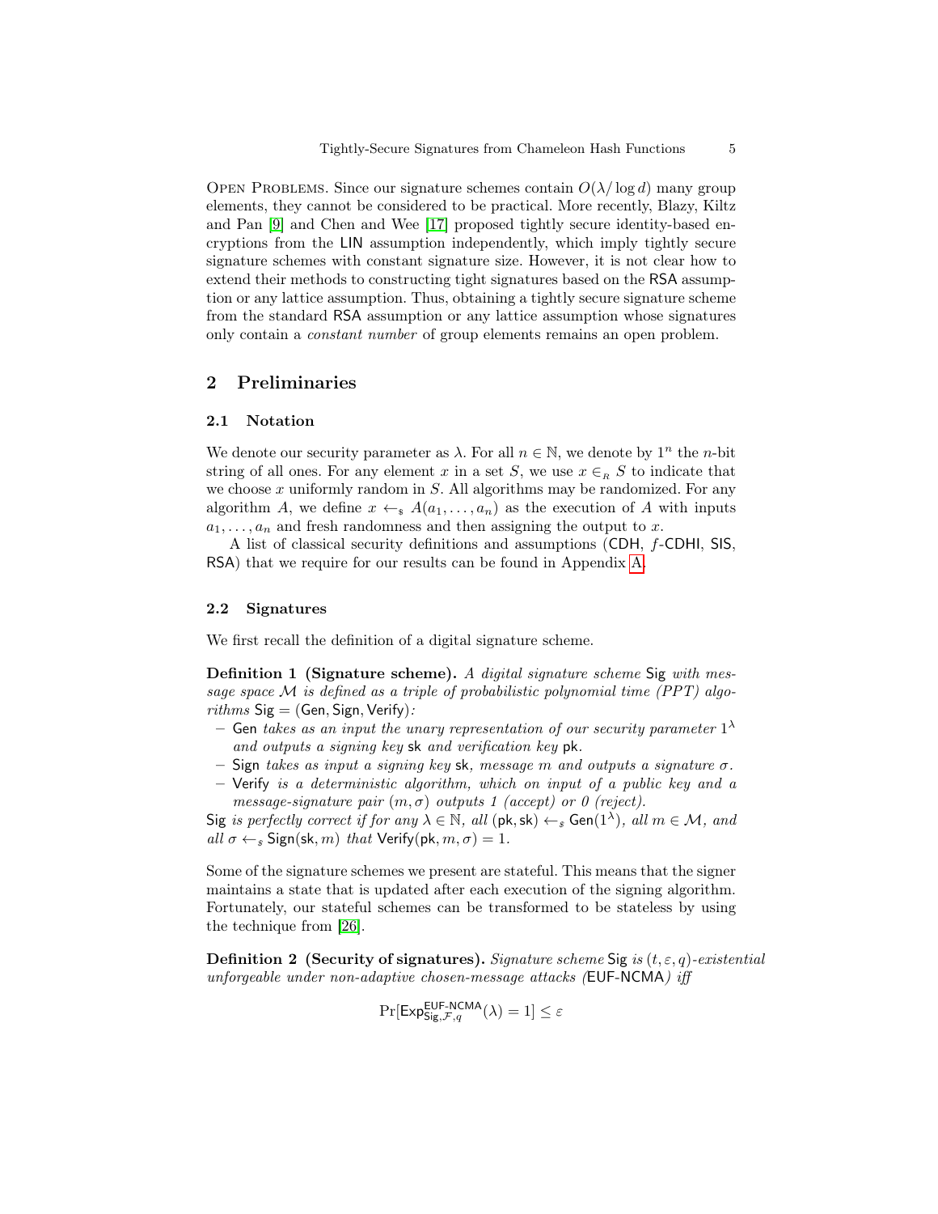Open Problems. Since our signature schemes contain $O(\lambda/\log d)$ many group elements, they cannot be considered to be practical. More recently, Blazy, Kiltz and Pan [9] and Chen and Wee [17] proposed tightly secure identity-based encryptions from the LIN assumption independently, which imply tightly secure signature schemes with constant signature size. However, it is not clear how to extend their methods to constructing tight signatures based on the RSA assumption or any lattice assumption. Thus, obtaining a tightly secure signature scheme from the standard RSA assumption or any lattice assumption whose signatures only contain a *constant number* of group elements remains an open problem.

## 2 Preliminaries

### 2.1 Notation

We denote our security parameter as $\lambda$. For all $n \in \mathbb{N}$, we denote by $1^n$ the $n$-bit string of all ones. For any element $x$ in a set $S$, we use $x \in_R S$ to indicate that we choose $x$ uniformly random in $S$. All algorithms may be randomized. For any algorithm $A$, we define $x \leftarrow_\$ A(a_1, \ldots, a_n)$ as the execution of $A$ with inputs $a_1, \ldots, a_n$ and fresh randomness and then assigning the output to $x$.

A list of classical security definitions and assumptions (CDH, $f$-CDHI, SIS, RSA) that we require for our results can be found in Appendix A.

### 2.2 Signatures

We first recall the definition of a digital signature scheme.

**Definition 1 (Signature scheme).** *A digital signature scheme* Sig *with message space* $\mathcal{M}$ *is defined as a triple of probabilistic polynomial time (PPT) algorithms* Sig = (Gen, Sign, Verify)*:*

- Gen *takes as an input the unary representation of our security parameter* $1^\lambda$ *and outputs a signing key* sk *and verification key* pk*.*
- Sign *takes as input a signing key* sk*, message* $m$ *and outputs a signature* $\sigma$*.*
- Verify *is a deterministic algorithm, which on input of a public key and a message-signature pair* $(m, \sigma)$ *outputs 1 (accept) or 0 (reject).*

Sig *is perfectly correct if for any* $\lambda \in \mathbb{N}$*, all* $(\mathsf{pk}, \mathsf{sk}) \leftarrow_\$ \mathsf{Gen}(1^\lambda)$*, all* $m \in \mathcal{M}$*, and all* $\sigma \leftarrow_\$ \mathsf{Sign}(\mathsf{sk}, m)$ *that* $\mathsf{Verify}(\mathsf{pk}, m, \sigma) = 1$*.*

Some of the signature schemes we present are stateful. This means that the signer maintains a state that is updated after each execution of the signing algorithm. Fortunately, our stateful schemes can be transformed to be stateless by using the technique from [26].

**Definition 2 (Security of signatures).** *Signature scheme* Sig *is* $(t, \varepsilon, q)$*-existential unforgeable under non-adaptive chosen-message attacks (*EUF-NCMA*) iff*

$$\Pr[\mathsf{Exp}^{\mathsf{EUF\text{-}NCMA}}_{\mathsf{Sig},\mathcal{F},q}(\lambda) = 1] \leq \varepsilon$$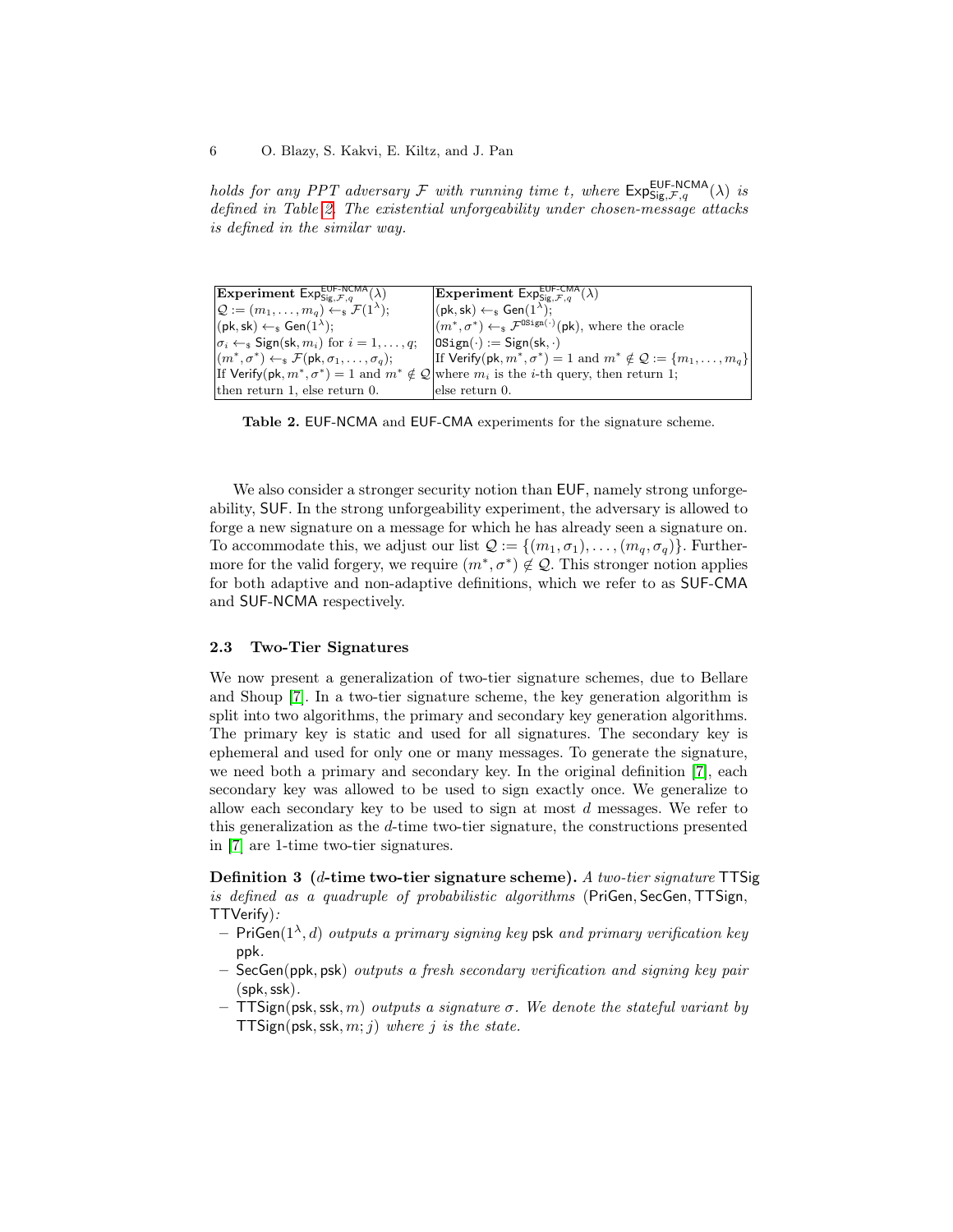*holds for any PPT adversary $\mathcal{F}$ with running time $t$, where $\mathsf{Exp}^{\mathsf{EUF\text{-}NCMA}}_{\mathsf{Sig},\mathcal{F},q}(\lambda)$ is defined in Table 2. The existential unforgeability under chosen-message attacks is defined in the similar way.*

| **Experiment** $\mathsf{Exp}^{\mathsf{EUF\text{-}NCMA}}_{\mathsf{Sig},\mathcal{F},q}(\lambda)$ | **Experiment** $\mathsf{Exp}^{\mathsf{EUF\text{-}CMA}}_{\mathsf{Sig},\mathcal{F},q}(\lambda)$ |
|---|---|
| $\mathcal{Q} := (m_1, \ldots, m_q) \leftarrow_\$ \mathcal{F}(1^\lambda)$; | $(\mathsf{pk}, \mathsf{sk}) \leftarrow_\$ \mathsf{Gen}(1^\lambda)$; |
| $(\mathsf{pk}, \mathsf{sk}) \leftarrow_\$ \mathsf{Gen}(1^\lambda)$; | $(m^*, \sigma^*) \leftarrow_\$ \mathcal{F}^{\mathtt{OSign}(\cdot)}(\mathsf{pk})$, where the oracle |
| $\sigma_i \leftarrow_\$ \mathsf{Sign}(\mathsf{sk}, m_i)$ for $i = 1, \ldots, q$; | $\mathtt{OSign}(\cdot) := \mathsf{Sign}(\mathsf{sk}, \cdot)$ |
| $(m^*, \sigma^*) \leftarrow_\$ \mathcal{F}(\mathsf{pk}, \sigma_1, \ldots, \sigma_q)$; | If $\mathsf{Verify}(\mathsf{pk}, m^*, \sigma^*) = 1$ and $m^* \notin \mathcal{Q} := \{m_1, \ldots, m_q\}$ |
| If $\mathsf{Verify}(\mathsf{pk}, m^*, \sigma^*) = 1$ and $m^* \notin \mathcal{Q}$ | where $m_i$ is the $i$-th query, then return 1; |
| then return 1, else return 0. | else return 0. |

**Table 2.** EUF-NCMA and EUF-CMA experiments for the signature scheme.

We also consider a stronger security notion than EUF, namely strong unforgeability, SUF. In the strong unforgeability experiment, the adversary is allowed to forge a new signature on a message for which he has already seen a signature on. To accommodate this, we adjust our list $\mathcal{Q} := \{(m_1, \sigma_1), \ldots, (m_q, \sigma_q)\}$. Furthermore for the valid forgery, we require $(m^*, \sigma^*) \notin \mathcal{Q}$. This stronger notion applies for both adaptive and non-adaptive definitions, which we refer to as SUF-CMA and SUF-NCMA respectively.

### 2.3 Two-Tier Signatures

We now present a generalization of two-tier signature schemes, due to Bellare and Shoup [7]. In a two-tier signature scheme, the key generation algorithm is split into two algorithms, the primary and secondary key generation algorithms. The primary key is static and used for all signatures. The secondary key is ephemeral and used for only one or many messages. To generate the signature, we need both a primary and secondary key. In the original definition [7], each secondary key was allowed to be used to sign exactly once. We generalize to allow each secondary key to be used to sign at most $d$ messages. We refer to this generalization as the $d$-time two-tier signature, the constructions presented in [7] are 1-time two-tier signatures.

**Definition 3 ($d$-time two-tier signature scheme).** *A two-tier signature* TTSig *is defined as a quadruple of probabilistic algorithms* (PriGen, SecGen, TTSign, TTVerify)*:*

- $\mathsf{PriGen}(1^\lambda, d)$ *outputs a primary signing key* psk *and primary verification key* ppk.
- $\mathsf{SecGen}(\mathsf{ppk}, \mathsf{psk})$ *outputs a fresh secondary verification and signing key pair* (spk, ssk).
- $\mathsf{TTSign}(\mathsf{psk}, \mathsf{ssk}, m)$ *outputs a signature $\sigma$. We denote the stateful variant by* $\mathsf{TTSign}(\mathsf{psk}, \mathsf{ssk}, m; j)$ *where $j$ is the state.*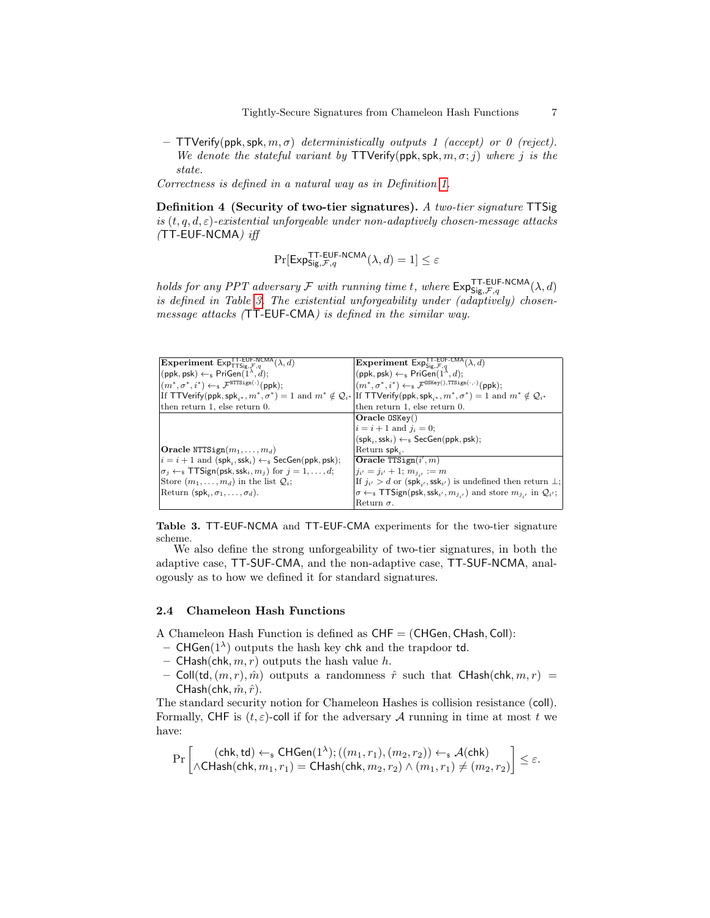– $\mathsf{TTVerify}(\mathsf{ppk}, \mathsf{spk}, m, \sigma)$ *deterministically outputs 1 (accept) or 0 (reject). We denote the stateful variant by* $\mathsf{TTVerify}(\mathsf{ppk}, \mathsf{spk}, m, \sigma; j)$ *where* $j$ *is the state.*

*Correctness is defined in a natural way as in Definition 1.*

**Definition 4 (Security of two-tier signatures).** *A two-tier signature* TTSig *is* $(t, q, d, \varepsilon)$*-existential unforgeable under non-adaptively chosen-message attacks (*TT-EUF-NCMA*) iff*

$$\Pr[\mathsf{Exp}^{\mathsf{TT\text{-}EUF\text{-}NCMA}}_{\mathsf{Sig},\mathcal{F},q}(\lambda, d) = 1] \leq \varepsilon$$

*holds for any PPT adversary* $\mathcal{F}$ *with running time* $t$*, where* $\mathsf{Exp}^{\mathsf{TT\text{-}EUF\text{-}NCMA}}_{\mathsf{Sig},\mathcal{F},q}(\lambda, d)$ *is defined in Table 3. The existential unforgeability under (adaptively) chosen-message attacks (*TT-EUF-CMA*) is defined in the similar way.*

| **Experiment** $\mathsf{Exp}^{\mathsf{TT\text{-}EUF\text{-}NCMA}}_{\mathsf{TTSig},\mathcal{F},q}(\lambda, d)$ | **Experiment** $\mathsf{Exp}^{\mathsf{TT\text{-}EUF\text{-}CMA}}_{\mathsf{Sig},\mathcal{F},q}(\lambda, d)$ |
|---|---|
| $(\mathsf{ppk}, \mathsf{psk}) \leftarrow_\$ \mathsf{PriGen}(1^\lambda, d)$; | $(\mathsf{ppk}, \mathsf{psk}) \leftarrow_\$ \mathsf{PriGen}(1^\lambda, d)$; |
| $(m^*, \sigma^*, i^*) \leftarrow_\$ \mathcal{F}^{\mathtt{NTTSign}(\cdot)}(\mathsf{ppk})$; | $(m^*, \sigma^*, i^*) \leftarrow_\$ \mathcal{F}^{\mathtt{OSKey}(),\mathtt{TTSign}(\cdot,\cdot)}(\mathsf{ppk})$; |
| If $\mathsf{TTVerify}(\mathsf{ppk}, \mathsf{spk}_{i^*}, m^*, \sigma^*) = 1$ and $m^* \notin \mathcal{Q}_{i^*}$ | If $\mathsf{TTVerify}(\mathsf{ppk}, \mathsf{spk}_{i^*}, m^*, \sigma^*) = 1$ and $m^* \notin \mathcal{Q}_{i^*}$ |
| then return 1, else return 0. | then return 1, else return 0. |
| | **Oracle** $\mathtt{OSKey}()$ |
| | $i = i + 1$ and $j_i = 0$; |
| | $(\mathsf{spk}_i, \mathsf{ssk}_i) \leftarrow_\$ \mathsf{SecGen}(\mathsf{ppk}, \mathsf{psk})$; |
| **Oracle** $\mathtt{NTTSign}(m_1, \ldots, m_d)$ | Return $\mathsf{spk}_i$. |
| $i = i + 1$ and $(\mathsf{spk}_i, \mathsf{ssk}_i) \leftarrow_\$ \mathsf{SecGen}(\mathsf{ppk}, \mathsf{psk})$; | **Oracle** $\mathtt{TTSign}(i', m)$ |
| $\sigma_j \leftarrow_\$ \mathsf{TTSign}(\mathsf{psk}, \mathsf{ssk}_i, m_j)$ for $j = 1, \ldots, d$; | $j_{i'} = j_{i'} + 1$; $m_{j_{i'}} := m$ |
| Store $(m_1, \ldots, m_d)$ in the list $\mathcal{Q}_i$; | If $j_{i'} > d$ or $(\mathsf{spk}_{i'}, \mathsf{ssk}_{i'})$ is undefined then return $\perp$; |
| Return $(\mathsf{spk}_i, \sigma_1, \ldots, \sigma_d)$. | $\sigma \leftarrow_\$ \mathsf{TTSign}(\mathsf{psk}, \mathsf{ssk}_{i'}, m_{j_{i'}})$ and store $m_{j_{i'}}$ in $\mathcal{Q}_{i'}$; |
| | Return $\sigma$. |

**Table 3.** TT-EUF-NCMA and TT-EUF-CMA experiments for the two-tier signature scheme.

We also define the strong unforgeability of two-tier signatures, in both the adaptive case, TT-SUF-CMA, and the non-adaptive case, TT-SUF-NCMA, analogously as to how we defined it for standard signatures.

### 2.4 Chameleon Hash Functions

A Chameleon Hash Function is defined as $\mathsf{CHF} = (\mathsf{CHGen}, \mathsf{CHash}, \mathsf{Coll})$:

– $\mathsf{CHGen}(1^\lambda)$ outputs the hash key $\mathsf{chk}$ and the trapdoor $\mathsf{td}$.

– $\mathsf{CHash}(\mathsf{chk}, m, r)$ outputs the hash value $h$.

– $\mathsf{Coll}(\mathsf{td}, (m, r), \hat{m})$ outputs a randomness $\hat{r}$ such that $\mathsf{CHash}(\mathsf{chk}, m, r) = \mathsf{CHash}(\mathsf{chk}, \hat{m}, \hat{r})$.

The standard security notion for Chameleon Hashes is collision resistance (coll). Formally, CHF is $(t, \varepsilon)$-coll if for the adversary $\mathcal{A}$ running in time at most $t$ we have:

$$\Pr\left[\begin{matrix}(\mathsf{chk}, \mathsf{td}) \leftarrow_\$ \mathsf{CHGen}(1^\lambda); ((m_1, r_1), (m_2, r_2)) \leftarrow_\$ \mathcal{A}(\mathsf{chk}) \\ \wedge \mathsf{CHash}(\mathsf{chk}, m_1, r_1) = \mathsf{CHash}(\mathsf{chk}, m_2, r_2) \wedge (m_1, r_1) \neq (m_2, r_2)\end{matrix}\right] \leq \varepsilon.$$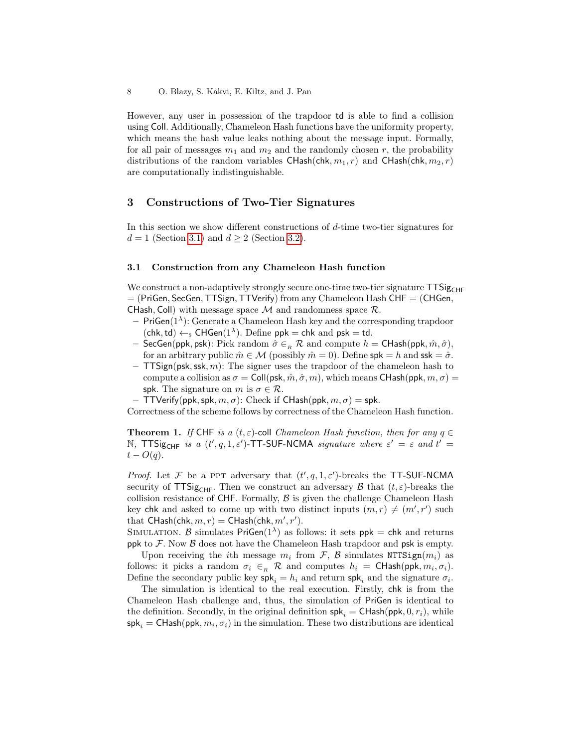However, any user in possession of the trapdoor $\mathsf{td}$ is able to find a collision using $\mathsf{Coll}$. Additionally, Chameleon Hash functions have the uniformity property, which means the hash value leaks nothing about the message input. Formally, for all pair of messages $m_1$ and $m_2$ and the randomly chosen $r$, the probability distributions of the random variables $\mathsf{CHash}(\mathsf{chk}, m_1, r)$ and $\mathsf{CHash}(\mathsf{chk}, m_2, r)$ are computationally indistinguishable.

## 3 Constructions of Two-Tier Signatures

In this section we show different constructions of $d$-time two-tier signatures for $d = 1$ (Section 3.1) and $d \geq 2$ (Section 3.2).

### 3.1 Construction from any Chameleon Hash function

We construct a non-adaptively strongly secure one-time two-tier signature $\mathsf{TTSig}_{\mathsf{CHF}} = (\mathsf{PriGen}, \mathsf{SecGen}, \mathsf{TTSign}, \mathsf{TTVerify})$ from any Chameleon Hash $\mathsf{CHF} = (\mathsf{CHGen}, \mathsf{CHash}, \mathsf{Coll})$ with message space $\mathcal{M}$ and randomness space $\mathcal{R}$.

- $\mathsf{PriGen}(1^\lambda)$: Generate a Chameleon Hash key and the corresponding trapdoor $(\mathsf{chk}, \mathsf{td}) \leftarrow_{\$} \mathsf{CHGen}(1^\lambda)$. Define $\mathsf{ppk} = \mathsf{chk}$ and $\mathsf{psk} = \mathsf{td}$.
- $\mathsf{SecGen}(\mathsf{ppk}, \mathsf{psk})$: Pick random $\hat{\sigma} \in_R \mathcal{R}$ and compute $h = \mathsf{CHash}(\mathsf{ppk}, \hat{m}, \hat{\sigma})$, for an arbitrary public $\hat{m} \in \mathcal{M}$ (possibly $\hat{m} = 0$). Define $\mathsf{spk} = h$ and $\mathsf{ssk} = \hat{\sigma}$.
- $\mathsf{TTSign}(\mathsf{psk}, \mathsf{ssk}, m)$: The signer uses the trapdoor of the chameleon hash to compute a collision as $\sigma = \mathsf{Coll}(\mathsf{psk}, \hat{m}, \hat{\sigma}, m)$, which means $\mathsf{CHash}(\mathsf{ppk}, m, \sigma) = \mathsf{spk}$. The signature on $m$ is $\sigma \in \mathcal{R}$.
- $\mathsf{TTVerify}(\mathsf{ppk}, \mathsf{spk}, m, \sigma)$: Check if $\mathsf{CHash}(\mathsf{ppk}, m, \sigma) = \mathsf{spk}$.

Correctness of the scheme follows by correctness of the Chameleon Hash function.

**Theorem 1.** *If $\mathsf{CHF}$ is a $(t, \varepsilon)$-coll Chameleon Hash function, then for any $q \in \mathbb{N}$, $\mathsf{TTSig}_{\mathsf{CHF}}$ is a $(t', q, 1, \varepsilon')$-TT-SUF-NCMA signature where $\varepsilon' = \varepsilon$ and $t' = t - O(q)$.*

*Proof.* Let $\mathcal{F}$ be a PPT adversary that $(t', q, 1, \varepsilon')$-breaks the TT-SUF-NCMA security of $\mathsf{TTSig}_{\mathsf{CHF}}$. Then we construct an adversary $\mathcal{B}$ that $(t, \varepsilon)$-breaks the collision resistance of $\mathsf{CHF}$. Formally, $\mathcal{B}$ is given the challenge Chameleon Hash key $\mathsf{chk}$ and asked to come up with two distinct inputs $(m, r) \neq (m', r')$ such that $\mathsf{CHash}(\mathsf{chk}, m, r) = \mathsf{CHash}(\mathsf{chk}, m', r')$.

Simulation. $\mathcal{B}$ simulates $\mathsf{PriGen}(1^\lambda)$ as follows: it sets $\mathsf{ppk} = \mathsf{chk}$ and returns $\mathsf{ppk}$ to $\mathcal{F}$. Now $\mathcal{B}$ does not have the Chameleon Hash trapdoor and $\mathsf{psk}$ is empty.

Upon receiving the $i$th message $m_i$ from $\mathcal{F}$, $\mathcal{B}$ simulates $\mathtt{NTTSign}(m_i)$ as follows: it picks a random $\sigma_i \in_R \mathcal{R}$ and computes $h_i = \mathsf{CHash}(\mathsf{ppk}, m_i, \sigma_i)$. Define the secondary public key $\mathsf{spk}_i = h_i$ and return $\mathsf{spk}_i$ and the signature $\sigma_i$.

The simulation is identical to the real execution. Firstly, $\mathsf{chk}$ is from the Chameleon Hash challenge and, thus, the simulation of $\mathsf{PriGen}$ is identical to the definition. Secondly, in the original definition $\mathsf{spk}_i = \mathsf{CHash}(\mathsf{ppk}, 0, r_i)$, while $\mathsf{spk}_i = \mathsf{CHash}(\mathsf{ppk}, m_i, \sigma_i)$ in the simulation. These two distributions are identical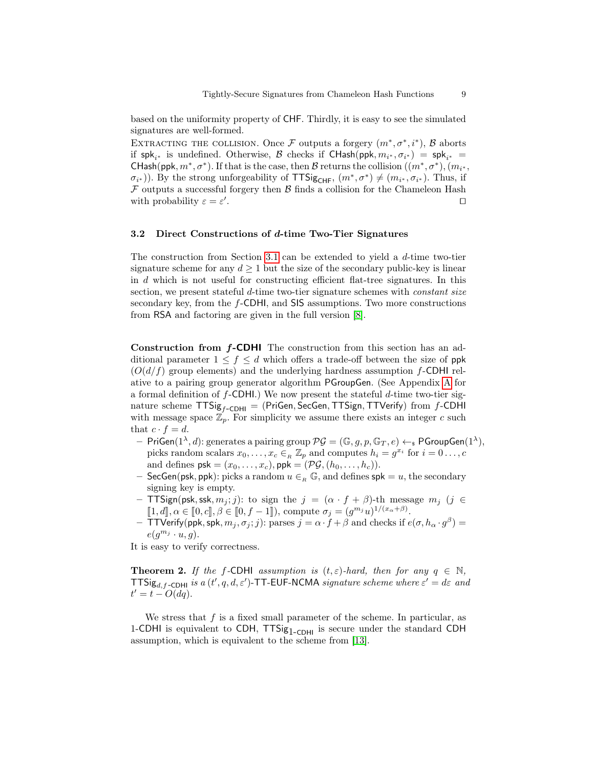based on the uniformity property of CHF. Thirdly, it is easy to see the simulated signatures are well-formed.

Extracting the collision. Once $\mathcal{F}$ outputs a forgery $(m^*, \sigma^*, i^*)$, $\mathcal{B}$ aborts if $\mathsf{spk}_{i^*}$ is undefined. Otherwise, $\mathcal{B}$ checks if $\mathsf{CHash}(\mathsf{ppk}, m_{i^*}, \sigma_{i^*}) = \mathsf{spk}_{i^*} = \mathsf{CHash}(\mathsf{ppk}, m^*, \sigma^*)$. If that is the case, then $\mathcal{B}$ returns the collision $((m^*, \sigma^*), (m_{i^*}, \sigma_{i^*}))$. By the strong unforgeability of $\mathsf{TTSig}_{\mathsf{CHF}}$, $(m^*, \sigma^*) \neq (m_{i^*}, \sigma_{i^*})$. Thus, if $\mathcal{F}$ outputs a successful forgery then $\mathcal{B}$ finds a collision for the Chameleon Hash with probability $\varepsilon = \varepsilon'$. □

### 3.2 Direct Constructions of $d$-time Two-Tier Signatures

The construction from Section 3.1 can be extended to yield a $d$-time two-tier signature scheme for any $d \geq 1$ but the size of the secondary public-key is linear in $d$ which is not useful for constructing efficient flat-tree signatures. In this section, we present stateful $d$-time two-tier signature schemes with *constant size* secondary key, from the $f$-CDHI, and SIS assumptions. Two more constructions from RSA and factoring are given in the full version [8].

**Construction from $f$-CDHI** The construction from this section has an additional parameter $1 \leq f \leq d$ which offers a trade-off between the size of ppk ($O(d/f)$ group elements) and the underlying hardness assumption $f$-CDHI relative to a pairing group generator algorithm PGroupGen. (See Appendix A for a formal definition of $f$-CDHI.) We now present the stateful $d$-time two-tier signature scheme $\mathsf{TTSig}_{f\text{-CDHI}} = (\mathsf{PriGen}, \mathsf{SecGen}, \mathsf{TTSign}, \mathsf{TTVerify})$ from $f$-CDHI with message space $\mathbb{Z}_p$. For simplicity we assume there exists an integer $c$ such that $c \cdot f = d$.

- $\mathsf{PriGen}(1^\lambda, d)$: generates a pairing group $\mathcal{PG} = (\mathbb{G}, g, p, \mathbb{G}_T, e) \leftarrow_\$ \mathsf{PGroupGen}(1^\lambda)$, picks random scalars $x_0, \ldots, x_c \in_R \mathbb{Z}_p$ and computes $h_i = g^{x_i}$ for $i = 0 \ldots, c$ and defines $\mathsf{psk} = (x_0, \ldots, x_c)$, $\mathsf{ppk} = (\mathcal{PG}, (h_0, \ldots, h_c))$.
- $\mathsf{SecGen}(\mathsf{psk}, \mathsf{ppk})$: picks a random $u \in_R \mathbb{G}$, and defines $\mathsf{spk} = u$, the secondary signing key is empty.
- $\mathsf{TTSign}(\mathsf{psk}, \mathsf{ssk}, m_j; j)$: to sign the $j = (\alpha \cdot f + \beta)$-th message $m_j$ ($j \in [\![1, d]\!], \alpha \in [\![0, c]\!], \beta \in [\![0, f-1]\!]$), compute $\sigma_j = (g^{m_j} u)^{1/(x_\alpha + \beta)}$.
- $\mathsf{TTVerify}(\mathsf{ppk}, \mathsf{spk}, m_j, \sigma_j; j)$: parses $j = \alpha \cdot f + \beta$ and checks if $e(\sigma, h_\alpha \cdot g^\beta) = e(g^{m_j} \cdot u, g)$.

It is easy to verify correctness.

**Theorem 2.** *If the $f$-CDHI assumption is $(t, \varepsilon)$-hard, then for any $q \in \mathbb{N}$, $\mathsf{TTSig}_{d,f\text{-CDHI}}$ is a $(t', q, d, \varepsilon')$-TT-EUF-NCMA signature scheme where $\varepsilon' = d\varepsilon$ and $t' = t - O(dq)$.*

We stress that $f$ is a fixed small parameter of the scheme. In particular, as 1-CDHI is equivalent to CDH, $\mathsf{TTSig}_{1\text{-CDHI}}$ is secure under the standard CDH assumption, which is equivalent to the scheme from [13].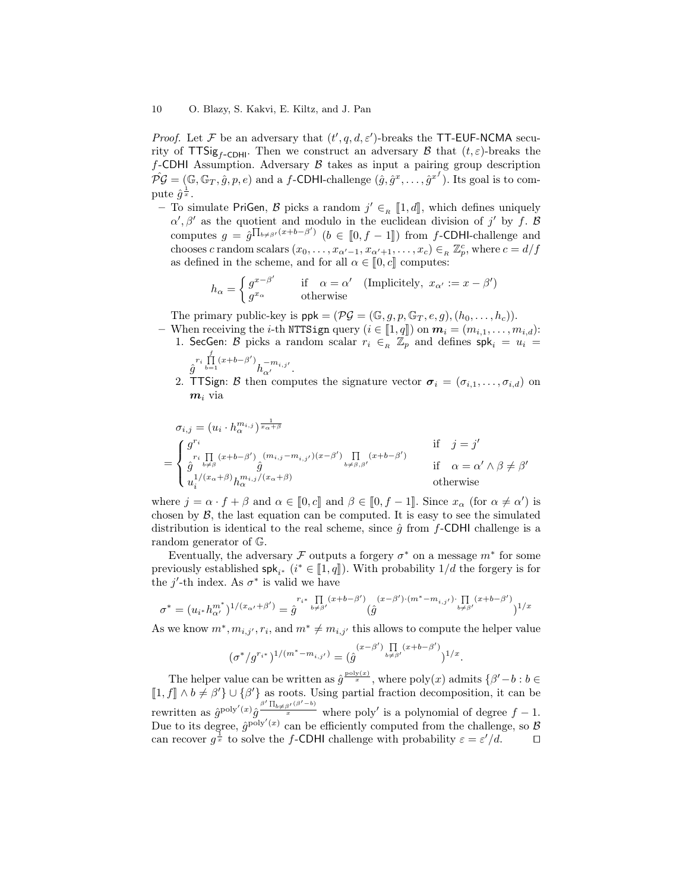*Proof.* Let $\mathcal{F}$ be an adversary that $(t', q, d, \varepsilon')$-breaks the $\mathsf{TT\text{-}EUF\text{-}NCMA}$ security of $\mathsf{TTSig}_{f\text{-}\mathsf{CDHI}}$. Then we construct an adversary $\mathcal{B}$ that $(t, \varepsilon)$-breaks the $f$-$\mathsf{CDHI}$ Assumption. Adversary $\mathcal{B}$ takes as input a pairing group description $\hat{\mathcal{PG}} = (\mathbb{G}, \mathbb{G}_T, \hat{g}, p, e)$ and a $f$-$\mathsf{CDHI}$-challenge $(\hat{g}, \hat{g}^x, \ldots, \hat{g}^{x^f})$. Its goal is to compute $\hat{g}^{\frac{1}{x}}$.

- To simulate $\mathsf{PriGen}$, $\mathcal{B}$ picks a random $j' \in_R [\![1, d]\!]$, which defines uniquely $\alpha', \beta'$ as the quotient and modulo in the euclidean division of $j'$ by $f$. $\mathcal{B}$ computes $g = \hat{g}^{\prod_{b \neq \beta'}(x+b-\beta')}$ $(b \in [\![0, f-1]\!])$ from $f$-$\mathsf{CDHI}$-challenge and chooses $c$ random scalars $(x_0, \ldots, x_{\alpha'-1}, x_{\alpha'+1}, \ldots, x_c) \in_R \mathbb{Z}_p^c$, where $c = d/f$ as defined in the scheme, and for all $\alpha \in [\![0, c]\!]$ computes:

$$h_\alpha = \begin{cases} g^{x-\beta'} & \text{if } \quad \alpha = \alpha' \quad (\text{Implicitely, } \ x_{\alpha'} := x - \beta') \\ g^{x_\alpha} & \text{otherwise} \end{cases}$$

  The primary public-key is $\mathsf{ppk} = (\mathcal{PG} = (\mathbb{G}, g, p, \mathbb{G}_T, e, g), (h_0, \ldots, h_c))$.
- When receiving the $i$-th `NTTSign` query $(i \in [\![1, q]\!])$ on $\boldsymbol{m}_i = (m_{i,1}, \ldots, m_{i,d})$:
  1. $\mathsf{SecGen}$: $\mathcal{B}$ picks a random scalar $r_i \in_R \mathbb{Z}_p$ and defines $\mathsf{spk}_i = u_i = \hat{g}^{r_i \prod_{b=1}^{f}(x+b-\beta')} h_{\alpha'}^{-m_{i,j'}}$.
  2. $\mathsf{TTSign}$: $\mathcal{B}$ then computes the signature vector $\boldsymbol{\sigma}_i = (\sigma_{i,1}, \ldots, \sigma_{i,d})$ on $\boldsymbol{m}_i$ via

$$\begin{aligned} \sigma_{i,j} &= (u_i \cdot h_\alpha^{m_{i,j}})^{\frac{1}{x_\alpha + \beta}} \\ &= \begin{cases} g^{r_i} & \text{if } \quad j = j' \\ \hat{g}^{r_i \prod_{b \neq \beta}(x+b-\beta')} \hat{g}^{(m_{i,j} - m_{i,j'})(x-\beta') \prod_{b \neq \beta, \beta'}(x+b-\beta')} & \text{if } \quad \alpha = \alpha' \wedge \beta \neq \beta' \\ u_i^{1/(x_\alpha+\beta)} h_\alpha^{m_{i,j}/(x_\alpha+\beta)} & \text{otherwise} \end{cases} \end{aligned}$$

where $j = \alpha \cdot f + \beta$ and $\alpha \in [\![0, c]\!]$ and $\beta \in [\![0, f-1]\!]$. Since $x_\alpha$ (for $\alpha \neq \alpha'$) is chosen by $\mathcal{B}$, the last equation can be computed. It is easy to see the simulated distribution is identical to the real scheme, since $\hat{g}$ from $f$-$\mathsf{CDHI}$ challenge is a random generator of $\mathbb{G}$.

Eventually, the adversary $\mathcal{F}$ outputs a forgery $\sigma^*$ on a message $m^*$ for some previously established $\mathsf{spk}_{i^*}$ $(i^* \in [\![1, q]\!])$. With probability $1/d$ the forgery is for the $j'$-th index. As $\sigma^*$ is valid we have

$$\sigma^* = (u_{i^*} h_{\alpha'}^{m^*})^{1/(x_{\alpha'}+\beta')} = \hat{g}^{r_{i^*} \prod_{b \neq \beta'}(x+b-\beta')} (\hat{g}^{(x-\beta') \cdot (m^* - m_{i,j'}) \cdot \prod_{b \neq \beta'}(x+b-\beta')})^{1/x}$$

As we know $m^*, m_{i,j'}, r_i$, and $m^* \neq m_{i,j'}$ this allows to compute the helper value

$$(\sigma^*/g^{r_{i^*}})^{1/(m^* - m_{i,j'})} = (\hat{g}^{(x-\beta') \prod_{b \neq \beta'}(x+b-\beta')})^{1/x}.$$

The helper value can be written as $\hat{g}^{\frac{\mathrm{poly}(x)}{x}}$, where $\mathrm{poly}(x)$ admits $\{\beta' - b : b \in [\![1, f]\!] \wedge b \neq \beta'\} \cup \{\beta'\}$ as roots. Using partial fraction decomposition, it can be rewritten as $\hat{g}^{\mathrm{poly}'(x)} \hat{g}^{\frac{\beta' \prod_{b \neq \beta'}(\beta' - b)}{x}}$ where $\mathrm{poly}'$ is a polynomial of degree $f-1$. Due to its degree, $\hat{g}^{\mathrm{poly}'(x)}$ can be efficiently computed from the challenge, so $\mathcal{B}$ can recover $g^{\frac{1}{x}}$ to solve the $f$-$\mathsf{CDHI}$ challenge with probability $\varepsilon = \varepsilon'/d$. $\square$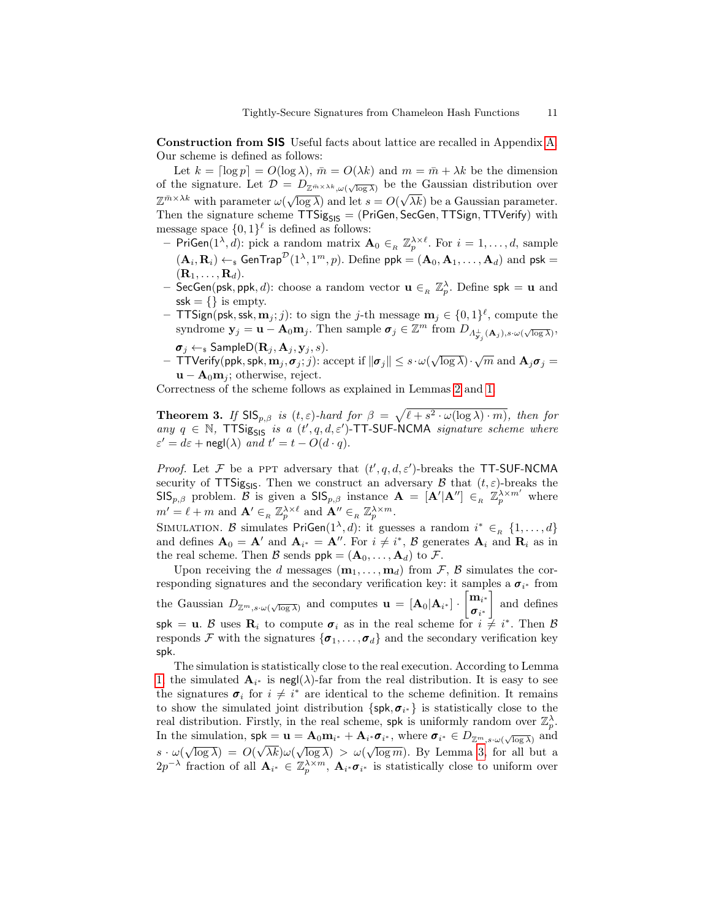**Construction from SIS** Useful facts about lattice are recalled in Appendix A. Our scheme is defined as follows:

Let $k = \lceil \log p \rceil = O(\log \lambda)$, $\bar{m} = O(\lambda k)$ and $m = \bar{m} + \lambda k$ be the dimension of the signature. Let $\mathcal{D} = D_{\mathbb{Z}^{\bar{m} \times \lambda k}, \omega(\sqrt{\log \lambda})}$ be the Gaussian distribution over $\mathbb{Z}^{\bar{m} \times \lambda k}$ with parameter $\omega(\sqrt{\log \lambda})$ and let $s = O(\sqrt{\lambda k})$ be a Gaussian parameter. Then the signature scheme $\mathsf{TTSig}_{\mathsf{SIS}} = (\mathsf{PriGen}, \mathsf{SecGen}, \mathsf{TTSign}, \mathsf{TTVerify})$ with message space $\{0,1\}^\ell$ is defined as follows:

- $\mathsf{PriGen}(1^\lambda, d)$: pick a random matrix $\mathbf{A}_0 \in_R \mathbb{Z}_p^{\lambda \times \ell}$. For $i = 1, \ldots, d$, sample $(\mathbf{A}_i, \mathbf{R}_i) \leftarrow_\$ \mathsf{GenTrap}^{\mathcal{D}}(1^\lambda, 1^m, p)$. Define $\mathsf{ppk} = (\mathbf{A}_0, \mathbf{A}_1, \ldots, \mathbf{A}_d)$ and $\mathsf{psk} = (\mathbf{R}_1, \ldots, \mathbf{R}_d)$.
- $\mathsf{SecGen}(\mathsf{psk}, \mathsf{ppk}, d)$: choose a random vector $\mathbf{u} \in_R \mathbb{Z}_p^\lambda$. Define $\mathsf{spk} = \mathbf{u}$ and $\mathsf{ssk} = \{\}$ is empty.
- $\mathsf{TTSign}(\mathsf{psk}, \mathsf{ssk}, \mathbf{m}_j; j)$: to sign the $j$-th message $\mathbf{m}_j \in \{0,1\}^\ell$, compute the syndrome $\mathbf{y}_j = \mathbf{u} - \mathbf{A}_0 \mathbf{m}_j$. Then sample $\boldsymbol{\sigma}_j \in \mathbb{Z}^m$ from $D_{\Lambda^\perp_{\mathbf{y}_j}(\mathbf{A}_j), s \cdot \omega(\sqrt{\log \lambda})}$, $\boldsymbol{\sigma}_j \leftarrow_\$ \mathsf{SampleD}(\mathbf{R}_j, \mathbf{A}_j, \mathbf{y}_j, s)$.
- $\mathsf{TTVerify}(\mathsf{ppk}, \mathsf{spk}, \mathbf{m}_j, \boldsymbol{\sigma}_j; j)$: accept if $\|\boldsymbol{\sigma}_j\| \leq s \cdot \omega(\sqrt{\log \lambda}) \cdot \sqrt{m}$ and $\mathbf{A}_j \boldsymbol{\sigma}_j = \mathbf{u} - \mathbf{A}_0 \mathbf{m}_j$; otherwise, reject.

Correctness of the scheme follows as explained in Lemmas 2 and 1.

**Theorem 3.** *If $\mathsf{SIS}_{p,\beta}$ is $(t, \varepsilon)$-hard for $\beta = \sqrt{\ell + s^2 \cdot \omega(\log \lambda) \cdot m}$, then for any $q \in \mathbb{N}$, $\mathsf{TTSig}_{\mathsf{SIS}}$ is a $(t', q, d, \varepsilon')$-$\mathsf{TT\text{-}SUF\text{-}NCMA}$ signature scheme where $\varepsilon' = d\varepsilon + \mathsf{negl}(\lambda)$ and $t' = t - O(d \cdot q)$.*

*Proof.* Let $\mathcal{F}$ be a PPT adversary that $(t', q, d, \varepsilon')$-breaks the $\mathsf{TT\text{-}SUF\text{-}NCMA}$ security of $\mathsf{TTSig}_{\mathsf{SIS}}$. Then we construct an adversary $\mathcal{B}$ that $(t, \varepsilon)$-breaks the $\mathsf{SIS}_{p,\beta}$ problem. $\mathcal{B}$ is given a $\mathsf{SIS}_{p,\beta}$ instance $\mathbf{A} = [\mathbf{A}' | \mathbf{A}''] \in_R \mathbb{Z}_p^{\lambda \times m'}$ where $m' = \ell + m$ and $\mathbf{A}' \in_R \mathbb{Z}_p^{\lambda \times \ell}$ and $\mathbf{A}'' \in_R \mathbb{Z}_p^{\lambda \times m}$.

Simulation. $\mathcal{B}$ simulates $\mathsf{PriGen}(1^\lambda, d)$: it guesses a random $i^* \in_R \{1, \ldots, d\}$ and defines $\mathbf{A}_0 = \mathbf{A}'$ and $\mathbf{A}_{i^*} = \mathbf{A}''$. For $i \neq i^*$, $\mathcal{B}$ generates $\mathbf{A}_i$ and $\mathbf{R}_i$ as in the real scheme. Then $\mathcal{B}$ sends $\mathsf{ppk} = (\mathbf{A}_0, \ldots, \mathbf{A}_d)$ to $\mathcal{F}$.

Upon receiving the $d$ messages $(\mathbf{m}_1, \ldots, \mathbf{m}_d)$ from $\mathcal{F}$, $\mathcal{B}$ simulates the corresponding signatures and the secondary verification key: it samples a $\boldsymbol{\sigma}_{i^*}$ from the Gaussian $D_{\mathbb{Z}^m, s \cdot \omega(\sqrt{\log \lambda})}$ and computes $\mathbf{u} = [\mathbf{A}_0 | \mathbf{A}_{i^*}] \cdot \begin{bmatrix} \mathbf{m}_{i^*} \\ \boldsymbol{\sigma}_{i^*} \end{bmatrix}$ and defines $\mathsf{spk} = \mathbf{u}$. $\mathcal{B}$ uses $\mathbf{R}_i$ to compute $\boldsymbol{\sigma}_i$ as in the real scheme for $i \neq i^*$. Then $\mathcal{B}$ responds $\mathcal{F}$ with the signatures $\{\boldsymbol{\sigma}_1, \ldots, \boldsymbol{\sigma}_d\}$ and the secondary verification key $\mathsf{spk}$.

The simulation is statistically close to the real execution. According to Lemma 1, the simulated $\mathbf{A}_{i^*}$ is $\mathsf{negl}(\lambda)$-far from the real distribution. It is easy to see the signatures $\boldsymbol{\sigma}_i$ for $i \neq i^*$ are identical to the scheme definition. It remains to show the simulated joint distribution $\{\mathsf{spk}, \boldsymbol{\sigma}_{i^*}\}$ is statistically close to the real distribution. Firstly, in the real scheme, $\mathsf{spk}$ is uniformly random over $\mathbb{Z}_p^\lambda$. In the simulation, $\mathsf{spk} = \mathbf{u} = \mathbf{A}_0 \mathbf{m}_{i^*} + \mathbf{A}_{i^*} \boldsymbol{\sigma}_{i^*}$, where $\boldsymbol{\sigma}_{i^*} \in D_{\mathbb{Z}^m, s \cdot \omega(\sqrt{\log \lambda})}$ and $s \cdot \omega(\sqrt{\log \lambda}) = O(\sqrt{\lambda k}) \omega(\sqrt{\log \lambda}) > \omega(\sqrt{\log m})$. By Lemma 3, for all but a $2p^{-\lambda}$ fraction of all $\mathbf{A}_{i^*} \in \mathbb{Z}_p^{\lambda \times m}$, $\mathbf{A}_{i^*} \boldsymbol{\sigma}_{i^*}$ is statistically close to uniform over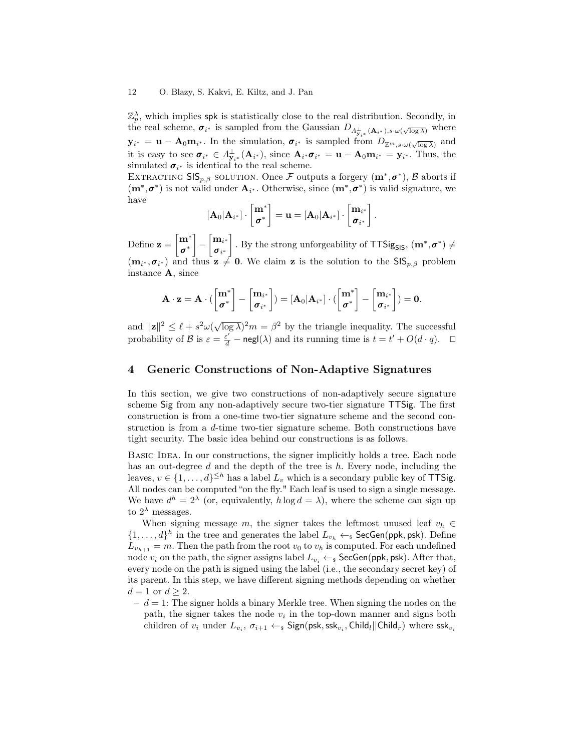$\mathbb{Z}_p^\lambda$, which implies $\mathsf{spk}$ is statistically close to the real distribution. Secondly, in the real scheme, $\boldsymbol{\sigma}_{i^*}$ is sampled from the Gaussian $D_{\Lambda^\perp_{\mathbf{y}_{i^*}}(\mathbf{A}_{i^*}), s\cdot\omega(\sqrt{\log\lambda})}$ where $\mathbf{y}_{i^*} = \mathbf{u} - \mathbf{A}_0\mathbf{m}_{i^*}$. In the simulation, $\boldsymbol{\sigma}_{i^*}$ is sampled from $D_{\mathbb{Z}^m, s\cdot\omega(\sqrt{\log\lambda})}$ and it is easy to see $\boldsymbol{\sigma}_{i^*} \in \Lambda^\perp_{\mathbf{y}_{i^*}}(\mathbf{A}_{i^*})$, since $\mathbf{A}_{i^*}\boldsymbol{\sigma}_{i^*} = \mathbf{u} - \mathbf{A}_0\mathbf{m}_{i^*} = \mathbf{y}_{i^*}$. Thus, the simulated $\boldsymbol{\sigma}_{i^*}$ is identical to the real scheme.

Extracting $\mathsf{SIS}_{p,\beta}$ solution. Once $\mathcal{F}$ outputs a forgery $(\mathbf{m}^*, \boldsymbol{\sigma}^*)$, $\mathcal{B}$ aborts if $(\mathbf{m}^*, \boldsymbol{\sigma}^*)$ is not valid under $\mathbf{A}_{i^*}$. Otherwise, since $(\mathbf{m}^*, \boldsymbol{\sigma}^*)$ is valid signature, we have

$$[\mathbf{A}_0|\mathbf{A}_{i^*}] \cdot \begin{bmatrix}\mathbf{m}^* \\ \boldsymbol{\sigma}^*\end{bmatrix} = \mathbf{u} = [\mathbf{A}_0|\mathbf{A}_{i^*}] \cdot \begin{bmatrix}\mathbf{m}_{i^*} \\ \boldsymbol{\sigma}_{i^*}\end{bmatrix}.$$

Define $\mathbf{z} = \begin{bmatrix}\mathbf{m}^* \\ \boldsymbol{\sigma}^*\end{bmatrix} - \begin{bmatrix}\mathbf{m}_{i^*} \\ \boldsymbol{\sigma}_{i^*}\end{bmatrix}$. By the strong unforgeability of $\mathsf{TTSig}_{\mathsf{SIS}}$, $(\mathbf{m}^*, \boldsymbol{\sigma}^*) \neq (\mathbf{m}_{i^*}, \boldsymbol{\sigma}_{i^*})$ and thus $\mathbf{z} \neq \mathbf{0}$. We claim $\mathbf{z}$ is the solution to the $\mathsf{SIS}_{p,\beta}$ problem instance $\mathbf{A}$, since

$$\mathbf{A} \cdot \mathbf{z} = \mathbf{A} \cdot (\begin{bmatrix}\mathbf{m}^* \\ \boldsymbol{\sigma}^*\end{bmatrix} - \begin{bmatrix}\mathbf{m}_{i^*} \\ \boldsymbol{\sigma}_{i^*}\end{bmatrix}) = [\mathbf{A}_0|\mathbf{A}_{i^*}] \cdot (\begin{bmatrix}\mathbf{m}^* \\ \boldsymbol{\sigma}^*\end{bmatrix} - \begin{bmatrix}\mathbf{m}_{i^*} \\ \boldsymbol{\sigma}_{i^*}\end{bmatrix}) = \mathbf{0}.$$

and $\|\mathbf{z}\|^2 \leq \ell + s^2\omega(\sqrt{\log\lambda})^2 m = \beta^2$ by the triangle inequality. The successful probability of $\mathcal{B}$ is $\varepsilon = \frac{\varepsilon'}{d} - \mathsf{negl}(\lambda)$ and its running time is $t = t' + O(d \cdot q)$. $\square$

## 4 Generic Constructions of Non-Adaptive Signatures

In this section, we give two constructions of non-adaptively secure signature scheme $\mathsf{Sig}$ from any non-adaptively secure two-tier signature $\mathsf{TTSig}$. The first construction is from a one-time two-tier signature scheme and the second construction is from a $d$-time two-tier signature scheme. Both constructions have tight security. The basic idea behind our constructions is as follows.

Basic Idea. In our constructions, the signer implicitly holds a tree. Each node has an out-degree $d$ and the depth of the tree is $h$. Every node, including the leaves, $v \in \{1, \ldots, d\}^{\leq h}$ has a label $L_v$ which is a secondary public key of $\mathsf{TTSig}$. All nodes can be computed "on the fly." Each leaf is used to sign a single message. We have $d^h = 2^\lambda$ (or, equivalently, $h \log d = \lambda$), where the scheme can sign up to $2^\lambda$ messages.

When signing message $m$, the signer takes the leftmost unused leaf $v_h \in \{1, \ldots, d\}^h$ in the tree and generates the label $L_{v_h} \leftarrow_\$ \mathsf{SecGen}(\mathsf{ppk}, \mathsf{psk})$. Define $L_{v_{h+1}} = m$. Then the path from the root $v_0$ to $v_h$ is computed. For each undefined node $v_i$ on the path, the signer assigns label $L_{v_i} \leftarrow_\$ \mathsf{SecGen}(\mathsf{ppk}, \mathsf{psk})$. After that, every node on the path is signed using the label (i.e., the secondary secret key) of its parent. In this step, we have different signing methods depending on whether $d = 1$ or $d \geq 2$.

- $d = 1$: The signer holds a binary Merkle tree. When signing the nodes on the path, the signer takes the node $v_i$ in the top-down manner and signs both children of $v_i$ under $L_{v_i}$, $\sigma_{i+1} \leftarrow_\$ \mathsf{Sign}(\mathsf{psk}, \mathsf{ssk}_{v_i}, \mathsf{Child}_l||\mathsf{Child}_r)$ where $\mathsf{ssk}_{v_i}$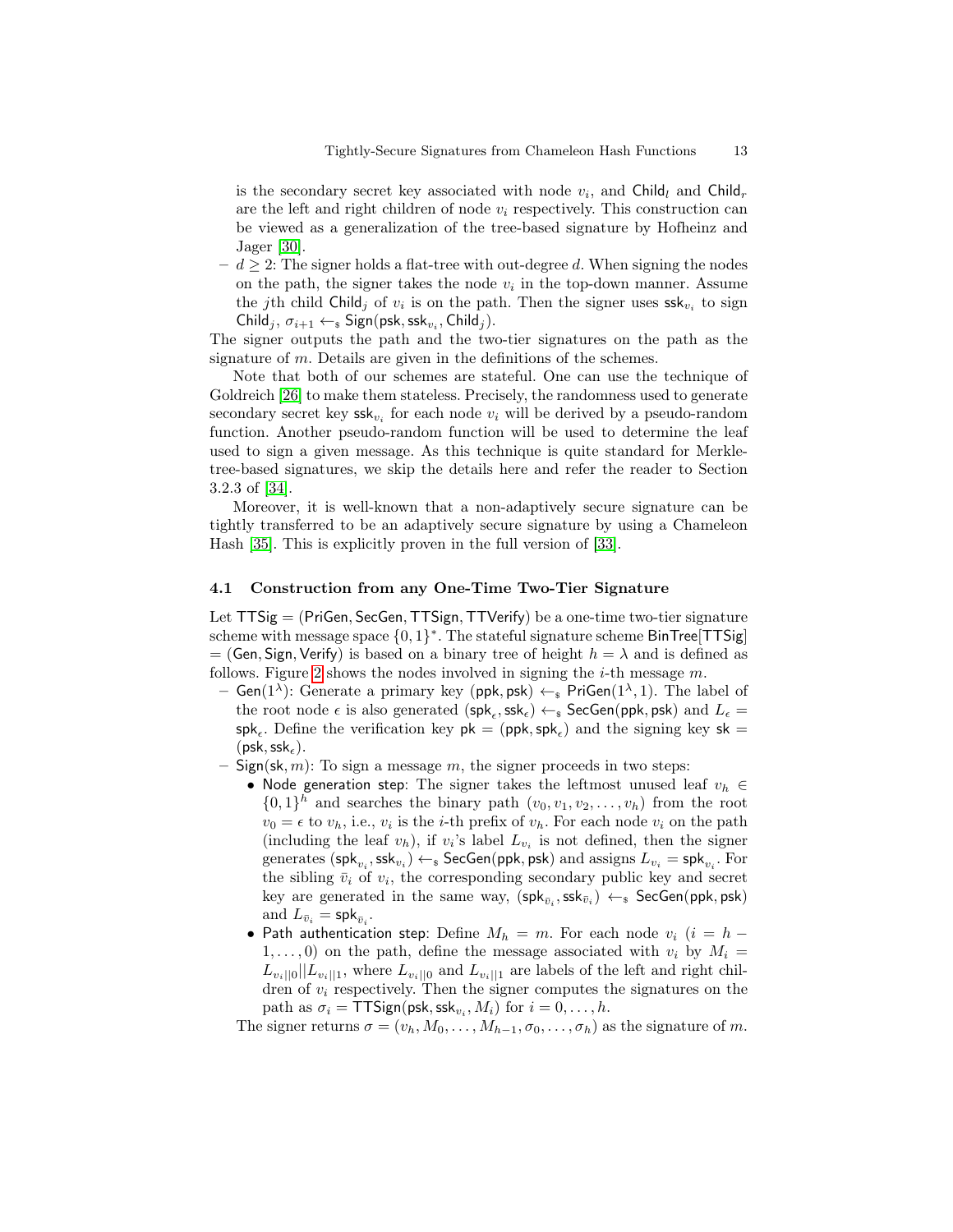is the secondary secret key associated with node $v_i$, and $\mathsf{Child}_l$ and $\mathsf{Child}_r$ are the left and right children of node $v_i$ respectively. This construction can be viewed as a generalization of the tree-based signature by Hofheinz and Jager [30].

– $d \geq 2$: The signer holds a flat-tree with out-degree $d$. When signing the nodes on the path, the signer takes the node $v_i$ in the top-down manner. Assume the $j$th child $\mathsf{Child}_j$ of $v_i$ is on the path. Then the signer uses $\mathsf{ssk}_{v_i}$ to sign $\mathsf{Child}_j$, $\sigma_{i+1} \leftarrow_\$ \mathsf{Sign}(\mathsf{psk}, \mathsf{ssk}_{v_i}, \mathsf{Child}_j)$.

The signer outputs the path and the two-tier signatures on the path as the signature of $m$. Details are given in the definitions of the schemes.

Note that both of our schemes are stateful. One can use the technique of Goldreich [26] to make them stateless. Precisely, the randomness used to generate secondary secret key $\mathsf{ssk}_{v_i}$ for each node $v_i$ will be derived by a pseudo-random function. Another pseudo-random function will be used to determine the leaf used to sign a given message. As this technique is quite standard for Merkle-tree-based signatures, we skip the details here and refer the reader to Section 3.2.3 of [34].

Moreover, it is well-known that a non-adaptively secure signature can be tightly transferred to be an adaptively secure signature by using a Chameleon Hash [35]. This is explicitly proven in the full version of [33].

### 4.1 Construction from any One-Time Two-Tier Signature

Let $\mathsf{TTSig} = (\mathsf{PriGen}, \mathsf{SecGen}, \mathsf{TTSign}, \mathsf{TTVerify})$ be a one-time two-tier signature scheme with message space $\{0,1\}^*$. The stateful signature scheme $\mathsf{BinTree}[\mathsf{TTSig}]$ $= (\mathsf{Gen}, \mathsf{Sign}, \mathsf{Verify})$ is based on a binary tree of height $h = \lambda$ and is defined as follows. Figure 2 shows the nodes involved in signing the $i$-th message $m$.

– $\mathsf{Gen}(1^\lambda)$: Generate a primary key $(\mathsf{ppk}, \mathsf{psk}) \leftarrow_\$ \mathsf{PriGen}(1^\lambda, 1)$. The label of the root node $\epsilon$ is also generated $(\mathsf{spk}_\epsilon, \mathsf{ssk}_\epsilon) \leftarrow_\$ \mathsf{SecGen}(\mathsf{ppk}, \mathsf{psk})$ and $L_\epsilon = \mathsf{spk}_\epsilon$. Define the verification key $\mathsf{pk} = (\mathsf{ppk}, \mathsf{spk}_\epsilon)$ and the signing key $\mathsf{sk} = (\mathsf{psk}, \mathsf{ssk}_\epsilon)$.

– $\mathsf{Sign}(\mathsf{sk}, m)$: To sign a message $m$, the signer proceeds in two steps:
  - Node generation step: The signer takes the leftmost unused leaf $v_h \in \{0,1\}^h$ and searches the binary path $(v_0, v_1, v_2, \ldots, v_h)$ from the root $v_0 = \epsilon$ to $v_h$, i.e., $v_i$ is the $i$-th prefix of $v_h$. For each node $v_i$ on the path (including the leaf $v_h$), if $v_i$'s label $L_{v_i}$ is not defined, then the signer generates $(\mathsf{spk}_{v_i}, \mathsf{ssk}_{v_i}) \leftarrow_\$ \mathsf{SecGen}(\mathsf{ppk}, \mathsf{psk})$ and assigns $L_{v_i} = \mathsf{spk}_{v_i}$. For the sibling $\bar{v}_i$ of $v_i$, the corresponding secondary public key and secret key are generated in the same way, $(\mathsf{spk}_{\bar{v}_i}, \mathsf{ssk}_{\bar{v}_i}) \leftarrow_\$ \mathsf{SecGen}(\mathsf{ppk}, \mathsf{psk})$ and $L_{\bar{v}_i} = \mathsf{spk}_{\bar{v}_i}$.
  - Path authentication step: Define $M_h = m$. For each node $v_i$ ($i = h-1, \ldots, 0$) on the path, define the message associated with $v_i$ by $M_i = L_{v_i||0} || L_{v_i||1}$, where $L_{v_i||0}$ and $L_{v_i||1}$ are labels of the left and right children of $v_i$ respectively. Then the signer computes the signatures on the path as $\sigma_i = \mathsf{TTSign}(\mathsf{psk}, \mathsf{ssk}_{v_i}, M_i)$ for $i = 0, \ldots, h$.

  The signer returns $\sigma = (v_h, M_0, \ldots, M_{h-1}, \sigma_0, \ldots, \sigma_h)$ as the signature of $m$.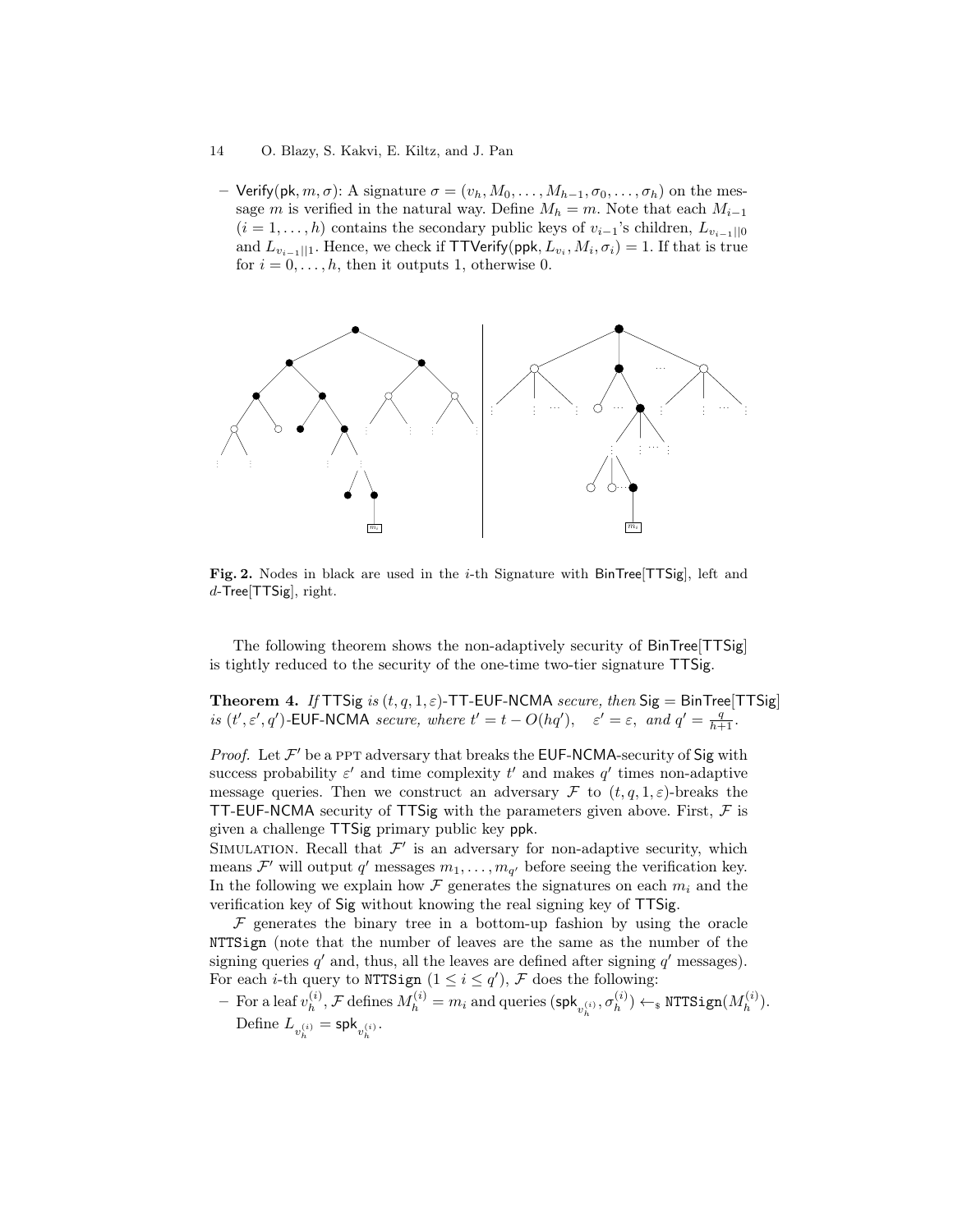– Verify(pk, $m$, $\sigma$): A signature $\sigma = (v_h, M_0, \ldots, M_{h-1}, \sigma_0, \ldots, \sigma_h)$ on the message $m$ is verified in the natural way. Define $M_h = m$. Note that each $M_{i-1}$ ($i = 1, \ldots, h$) contains the secondary public keys of $v_{i-1}$'s children, $L_{v_{i-1}||0}$ and $L_{v_{i-1}||1}$. Hence, we check if $\mathsf{TTVerify}(\mathsf{ppk}, L_{v_i}, M_i, \sigma_i) = 1$. If that is true for $i = 0, \ldots, h$, then it outputs 1, otherwise 0.

**Fig. 2.** Nodes in black are used in the $i$-th Signature with BinTree[TTSig], left and $d$-Tree[TTSig], right.

The following theorem shows the non-adaptively security of BinTree[TTSig] is tightly reduced to the security of the one-time two-tier signature TTSig.

**Theorem 4.** *If* TTSig *is* $(t, q, 1, \varepsilon)$-TT-EUF-NCMA *secure, then* Sig = BinTree[TTSig] *is* $(t', \varepsilon', q')$-EUF-NCMA *secure, where* $t' = t - O(hq'), \quad \varepsilon' = \varepsilon, \text{ and } q' = \frac{q}{h+1}$.

*Proof.* Let $\mathcal{F}'$ be a PPT adversary that breaks the EUF-NCMA-security of Sig with success probability $\varepsilon'$ and time complexity $t'$ and makes $q'$ times non-adaptive message queries. Then we construct an adversary $\mathcal{F}$ to $(t, q, 1, \varepsilon)$-breaks the TT-EUF-NCMA security of TTSig with the parameters given above. First, $\mathcal{F}$ is given a challenge TTSig primary public key ppk.

SIMULATION. Recall that $\mathcal{F}'$ is an adversary for non-adaptive security, which means $\mathcal{F}'$ will output $q'$ messages $m_1, \ldots, m_{q'}$ before seeing the verification key. In the following we explain how $\mathcal{F}$ generates the signatures on each $m_i$ and the verification key of Sig without knowing the real signing key of TTSig.

$\mathcal{F}$ generates the binary tree in a bottom-up fashion by using the oracle NTTSign (note that the number of leaves are the same as the number of the signing queries $q'$ and, thus, all the leaves are defined after signing $q'$ messages). For each $i$-th query to NTTSign ($1 \leq i \leq q'$), $\mathcal{F}$ does the following:

– For a leaf $v_h^{(i)}$, $\mathcal{F}$ defines $M_h^{(i)} = m_i$ and queries $(\mathsf{spk}_{v_h^{(i)}}, \sigma_h^{(i)}) \leftarrow_{\$} \mathtt{NTTSign}(M_h^{(i)})$. Define $L_{v_h^{(i)}} = \mathsf{spk}_{v_h^{(i)}}$.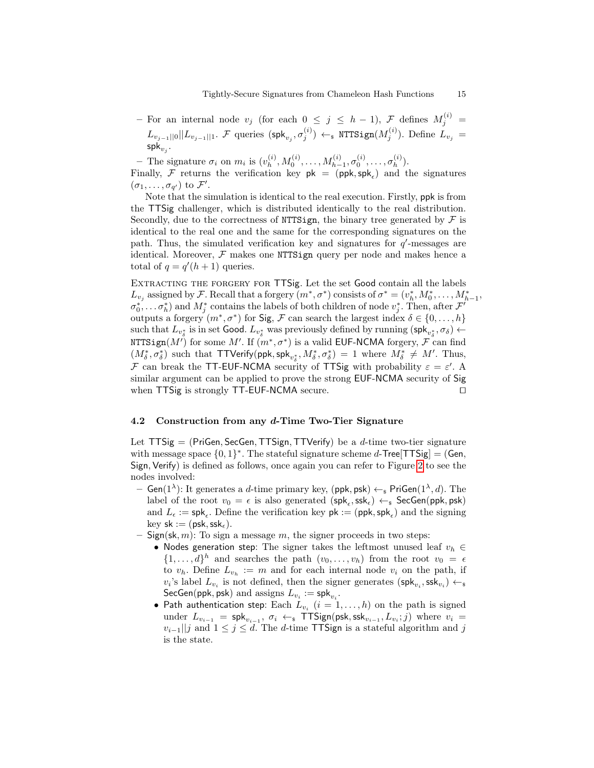- For an internal node $v_j$ (for each $0 \leq j \leq h-1$), $\mathcal{F}$ defines $M_j^{(i)} = L_{v_{j-1}||0}||L_{v_{j-1}||1}$. $\mathcal{F}$ queries $(\mathsf{spk}_{v_j}, \sigma_j^{(i)}) \leftarrow_\$ \mathtt{NTTSign}(M_j^{(i)})$. Define $L_{v_j} = \mathsf{spk}_{v_j}$.
- The signature $\sigma_i$ on $m_i$ is $(v_h^{(i)}, M_0^{(i)}, \ldots, M_{h-1}^{(i)}, \sigma_0^{(i)}, \ldots, \sigma_h^{(i)})$.

Finally, $\mathcal{F}$ returns the verification key $\mathsf{pk} = (\mathsf{ppk}, \mathsf{spk}_\epsilon)$ and the signatures $(\sigma_1, \ldots, \sigma_{q'})$ to $\mathcal{F}'$.

Note that the simulation is identical to the real execution. Firstly, $\mathsf{ppk}$ is from the $\mathsf{TTSig}$ challenger, which is distributed identically to the real distribution. Secondly, due to the correctness of $\mathtt{NTTSign}$, the binary tree generated by $\mathcal{F}$ is identical to the real one and the same for the corresponding signatures on the path. Thus, the simulated verification key and signatures for $q'$-messages are identical. Moreover, $\mathcal{F}$ makes one $\mathtt{NTTSign}$ query per node and makes hence a total of $q = q'(h+1)$ queries.

Extracting the forgery for $\mathsf{TTSig}$. Let the set $\mathsf{Good}$ contain all the labels $L_{v_j}$ assigned by $\mathcal{F}$. Recall that a forgery $(m^*, \sigma^*)$ consists of $\sigma^* = (v_h^*, M_0^*, \ldots, M_{h-1}^*, \sigma_0^*, \ldots \sigma_h^*)$ and $M_j^*$ contains the labels of both children of node $v_j^*$. Then, after $\mathcal{F}'$ outputs a forgery $(m^*, \sigma^*)$ for $\mathsf{Sig}$, $\mathcal{F}$ can search the largest index $\delta \in \{0, \ldots, h\}$ such that $L_{v_\delta^*}$ is in set $\mathsf{Good}$. $L_{v_\delta^*}$ was previously defined by running $(\mathsf{spk}_{v_\delta^*}, \sigma_\delta) \leftarrow \mathtt{NTTSign}(M')$ for some $M'$. If $(m^*, \sigma^*)$ is a valid $\mathsf{EUF}$-$\mathsf{NCMA}$ forgery, $\mathcal{F}$ can find $(M_\delta^*, \sigma_\delta^*)$ such that $\mathsf{TTVerify}(\mathsf{ppk}, \mathsf{spk}_{v_\delta^*}, M_\delta^*, \sigma_\delta^*) = 1$ where $M_\delta^* \neq M'$. Thus, $\mathcal{F}$ can break the $\mathsf{TT}$-$\mathsf{EUF}$-$\mathsf{NCMA}$ security of $\mathsf{TTSig}$ with probability $\varepsilon = \varepsilon'$. A similar argument can be applied to prove the strong $\mathsf{EUF}$-$\mathsf{NCMA}$ security of $\mathsf{Sig}$ when $\mathsf{TTSig}$ is strongly $\mathsf{TT}$-$\mathsf{EUF}$-$\mathsf{NCMA}$ secure. ◻

### 4.2 Construction from any $d$-Time Two-Tier Signature

Let $\mathsf{TTSig} = (\mathsf{PriGen}, \mathsf{SecGen}, \mathsf{TTSign}, \mathsf{TTVerify})$ be a $d$-time two-tier signature with message space $\{0,1\}^*$. The stateful signature scheme $d$-$\mathsf{Tree}[\mathsf{TTSig}] = (\mathsf{Gen}, \mathsf{Sign}, \mathsf{Verify})$ is defined as follows, once again you can refer to Figure 2 to see the nodes involved:

- $\mathsf{Gen}(1^\lambda)$: It generates a $d$-time primary key, $(\mathsf{ppk}, \mathsf{psk}) \leftarrow_\$ \mathsf{PriGen}(1^\lambda, d)$. The label of the root $v_0 = \epsilon$ is also generated $(\mathsf{spk}_\epsilon, \mathsf{ssk}_\epsilon) \leftarrow_\$ \mathsf{SecGen}(\mathsf{ppk}, \mathsf{psk})$ and $L_\epsilon := \mathsf{spk}_\epsilon$. Define the verification key $\mathsf{pk} := (\mathsf{ppk}, \mathsf{spk}_\epsilon)$ and the signing key $\mathsf{sk} := (\mathsf{psk}, \mathsf{ssk}_\epsilon)$.
- $\mathsf{Sign}(\mathsf{sk}, m)$: To sign a message $m$, the signer proceeds in two steps:
  - $\mathsf{Nodes\ generation\ step}$: The signer takes the leftmost unused leaf $v_h \in \{1, \ldots, d\}^h$ and searches the path $(v_0, \ldots, v_h)$ from the root $v_0 = \epsilon$ to $v_h$. Define $L_{v_h} := m$ and for each internal node $v_i$ on the path, if $v_i$'s label $L_{v_i}$ is not defined, then the signer generates $(\mathsf{spk}_{v_i}, \mathsf{ssk}_{v_i}) \leftarrow_\$ \mathsf{SecGen}(\mathsf{ppk}, \mathsf{psk})$ and assigns $L_{v_i} := \mathsf{spk}_{v_i}$.
  - $\mathsf{Path\ authentication\ step}$: Each $L_{v_i}$ $(i = 1, \ldots, h)$ on the path is signed under $L_{v_{i-1}} = \mathsf{spk}_{v_{i-1}}$, $\sigma_i \leftarrow_\$ \mathsf{TTSign}(\mathsf{psk}, \mathsf{ssk}_{v_{i-1}}, L_{v_i}; j)$ where $v_i = v_{i-1}||j$ and $1 \leq j \leq d$. The $d$-time $\mathsf{TTSign}$ is a stateful algorithm and $j$ is the state.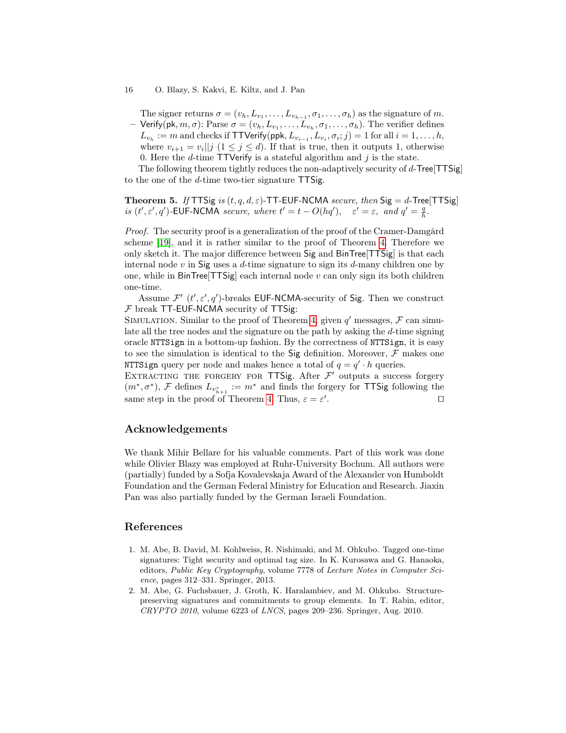The signer returns $\sigma = (v_h, L_{v_1}, \ldots, L_{v_{h-1}}, \sigma_1, \ldots, \sigma_h)$ as the signature of $m$.

– $\mathsf{Verify}(\mathsf{pk}, m, \sigma)$: Parse $\sigma = (v_h, L_{v_1}, \ldots, L_{v_h}, \sigma_1, \ldots, \sigma_h)$. The verifier defines $L_{v_h} := m$ and checks if $\mathsf{TTVerify}(\mathsf{ppk}, L_{v_{i-1}}, L_{v_i}, \sigma_i; j) = 1$ for all $i = 1, \ldots, h$, where $v_{i+1} = v_i || j$ $(1 \leq j \leq d)$. If that is true, then it outputs 1, otherwise 0. Here the $d$-time $\mathsf{TTVerify}$ is a stateful algorithm and $j$ is the state.

The following theorem tightly reduces the non-adaptively security of $d$-$\mathsf{Tree}[\mathsf{TTSig}]$ to the one of the $d$-time two-tier signature $\mathsf{TTSig}$.

**Theorem 5.** *If* $\mathsf{TTSig}$ *is* $(t, q, d, \varepsilon)$-$\mathsf{TT\text{-}EUF\text{-}NCMA}$ *secure, then* $\mathsf{Sig} = d$-$\mathsf{Tree}[\mathsf{TTSig}]$ *is* $(t', \varepsilon', q')$-$\mathsf{EUF\text{-}NCMA}$ *secure, where* $t' = t - O(hq'), \quad \varepsilon' = \varepsilon,$ *and* $q' = \frac{q}{h}$.

*Proof.* The security proof is a generalization of the proof of the Cramer-Damgård scheme [19], and it is rather similar to the proof of Theorem 4. Therefore we only sketch it. The major difference between $\mathsf{Sig}$ and $\mathsf{BinTree}[\mathsf{TTSig}]$ is that each internal node $v$ in $\mathsf{Sig}$ uses a $d$-time signature to sign its $d$-many children one by one, while in $\mathsf{BinTree}[\mathsf{TTSig}]$ each internal node $v$ can only sign its both children one-time.

Assume $\mathcal{F}'$ $(t', \varepsilon', q')$-breaks $\mathsf{EUF\text{-}NCMA}$-security of $\mathsf{Sig}$. Then we construct $\mathcal{F}$ break $\mathsf{TT\text{-}EUF\text{-}NCMA}$ security of $\mathsf{TTSig}$:

Simulation. Similar to the proof of Theorem 4, given $q'$ messages, $\mathcal{F}$ can simulate all the tree nodes and the signature on the path by asking the $d$-time signing oracle `NTTSign` in a bottom-up fashion. By the correctness of `NTTSign`, it is easy to see the simulation is identical to the $\mathsf{Sig}$ definition. Moreover, $\mathcal{F}$ makes one `NTTSign` query per node and makes hence a total of $q = q' \cdot h$ queries.

Extracting the forgery for $\mathsf{TTSig}$. After $\mathcal{F}'$ outputs a success forgery $(m^*, \sigma^*)$, $\mathcal{F}$ defines $L_{v^*_{h+1}} := m^*$ and finds the forgery for $\mathsf{TTSig}$ following the same step in the proof of Theorem 4. Thus, $\varepsilon = \varepsilon'$. $\square$

## Acknowledgements

We thank Mihir Bellare for his valuable comments. Part of this work was done while Olivier Blazy was employed at Ruhr-University Bochum. All authors were (partially) funded by a Sofja Kovalevskaja Award of the Alexander von Humboldt Foundation and the German Federal Ministry for Education and Research. Jiaxin Pan was also partially funded by the German Israeli Foundation.

## References

1. M. Abe, B. David, M. Kohlweiss, R. Nishimaki, and M. Ohkubo. Tagged one-time signatures: Tight security and optimal tag size. In K. Kurosawa and G. Hanaoka, editors, *Public Key Cryptography*, volume 7778 of *Lecture Notes in Computer Science*, pages 312–331. Springer, 2013.
2. M. Abe, G. Fuchsbauer, J. Groth, K. Haralambiev, and M. Ohkubo. Structure-preserving signatures and commitments to group elements. In T. Rabin, editor, *CRYPTO 2010*, volume 6223 of *LNCS*, pages 209–236. Springer, Aug. 2010.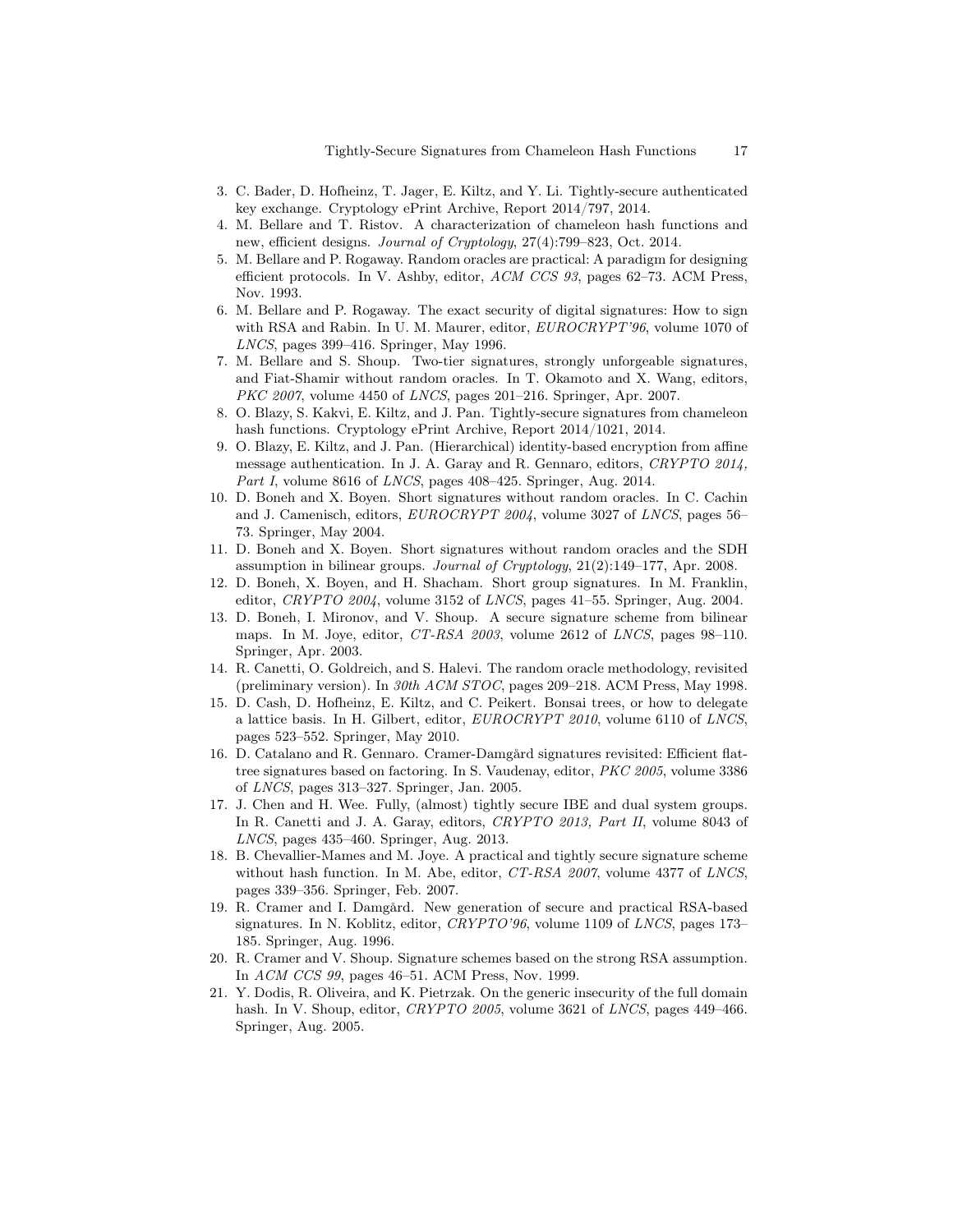3. C. Bader, D. Hofheinz, T. Jager, E. Kiltz, and Y. Li. Tightly-secure authenticated key exchange. Cryptology ePrint Archive, Report 2014/797, 2014.
4. M. Bellare and T. Ristov. A characterization of chameleon hash functions and new, efficient designs. *Journal of Cryptology*, 27(4):799–823, Oct. 2014.
5. M. Bellare and P. Rogaway. Random oracles are practical: A paradigm for designing efficient protocols. In V. Ashby, editor, *ACM CCS 93*, pages 62–73. ACM Press, Nov. 1993.
6. M. Bellare and P. Rogaway. The exact security of digital signatures: How to sign with RSA and Rabin. In U. M. Maurer, editor, *EUROCRYPT'96*, volume 1070 of *LNCS*, pages 399–416. Springer, May 1996.
7. M. Bellare and S. Shoup. Two-tier signatures, strongly unforgeable signatures, and Fiat-Shamir without random oracles. In T. Okamoto and X. Wang, editors, *PKC 2007*, volume 4450 of *LNCS*, pages 201–216. Springer, Apr. 2007.
8. O. Blazy, S. Kakvi, E. Kiltz, and J. Pan. Tightly-secure signatures from chameleon hash functions. Cryptology ePrint Archive, Report 2014/1021, 2014.
9. O. Blazy, E. Kiltz, and J. Pan. (Hierarchical) identity-based encryption from affine message authentication. In J. A. Garay and R. Gennaro, editors, *CRYPTO 2014, Part I*, volume 8616 of *LNCS*, pages 408–425. Springer, Aug. 2014.
10. D. Boneh and X. Boyen. Short signatures without random oracles. In C. Cachin and J. Camenisch, editors, *EUROCRYPT 2004*, volume 3027 of *LNCS*, pages 56–73. Springer, May 2004.
11. D. Boneh and X. Boyen. Short signatures without random oracles and the SDH assumption in bilinear groups. *Journal of Cryptology*, 21(2):149–177, Apr. 2008.
12. D. Boneh, X. Boyen, and H. Shacham. Short group signatures. In M. Franklin, editor, *CRYPTO 2004*, volume 3152 of *LNCS*, pages 41–55. Springer, Aug. 2004.
13. D. Boneh, I. Mironov, and V. Shoup. A secure signature scheme from bilinear maps. In M. Joye, editor, *CT-RSA 2003*, volume 2612 of *LNCS*, pages 98–110. Springer, Apr. 2003.
14. R. Canetti, O. Goldreich, and S. Halevi. The random oracle methodology, revisited (preliminary version). In *30th ACM STOC*, pages 209–218. ACM Press, May 1998.
15. D. Cash, D. Hofheinz, E. Kiltz, and C. Peikert. Bonsai trees, or how to delegate a lattice basis. In H. Gilbert, editor, *EUROCRYPT 2010*, volume 6110 of *LNCS*, pages 523–552. Springer, May 2010.
16. D. Catalano and R. Gennaro. Cramer-Damgård signatures revisited: Efficient flat-tree signatures based on factoring. In S. Vaudenay, editor, *PKC 2005*, volume 3386 of *LNCS*, pages 313–327. Springer, Jan. 2005.
17. J. Chen and H. Wee. Fully, (almost) tightly secure IBE and dual system groups. In R. Canetti and J. A. Garay, editors, *CRYPTO 2013, Part II*, volume 8043 of *LNCS*, pages 435–460. Springer, Aug. 2013.
18. B. Chevallier-Mames and M. Joye. A practical and tightly secure signature scheme without hash function. In M. Abe, editor, *CT-RSA 2007*, volume 4377 of *LNCS*, pages 339–356. Springer, Feb. 2007.
19. R. Cramer and I. Damgård. New generation of secure and practical RSA-based signatures. In N. Koblitz, editor, *CRYPTO'96*, volume 1109 of *LNCS*, pages 173–185. Springer, Aug. 1996.
20. R. Cramer and V. Shoup. Signature schemes based on the strong RSA assumption. In *ACM CCS 99*, pages 46–51. ACM Press, Nov. 1999.
21. Y. Dodis, R. Oliveira, and K. Pietrzak. On the generic insecurity of the full domain hash. In V. Shoup, editor, *CRYPTO 2005*, volume 3621 of *LNCS*, pages 449–466. Springer, Aug. 2005.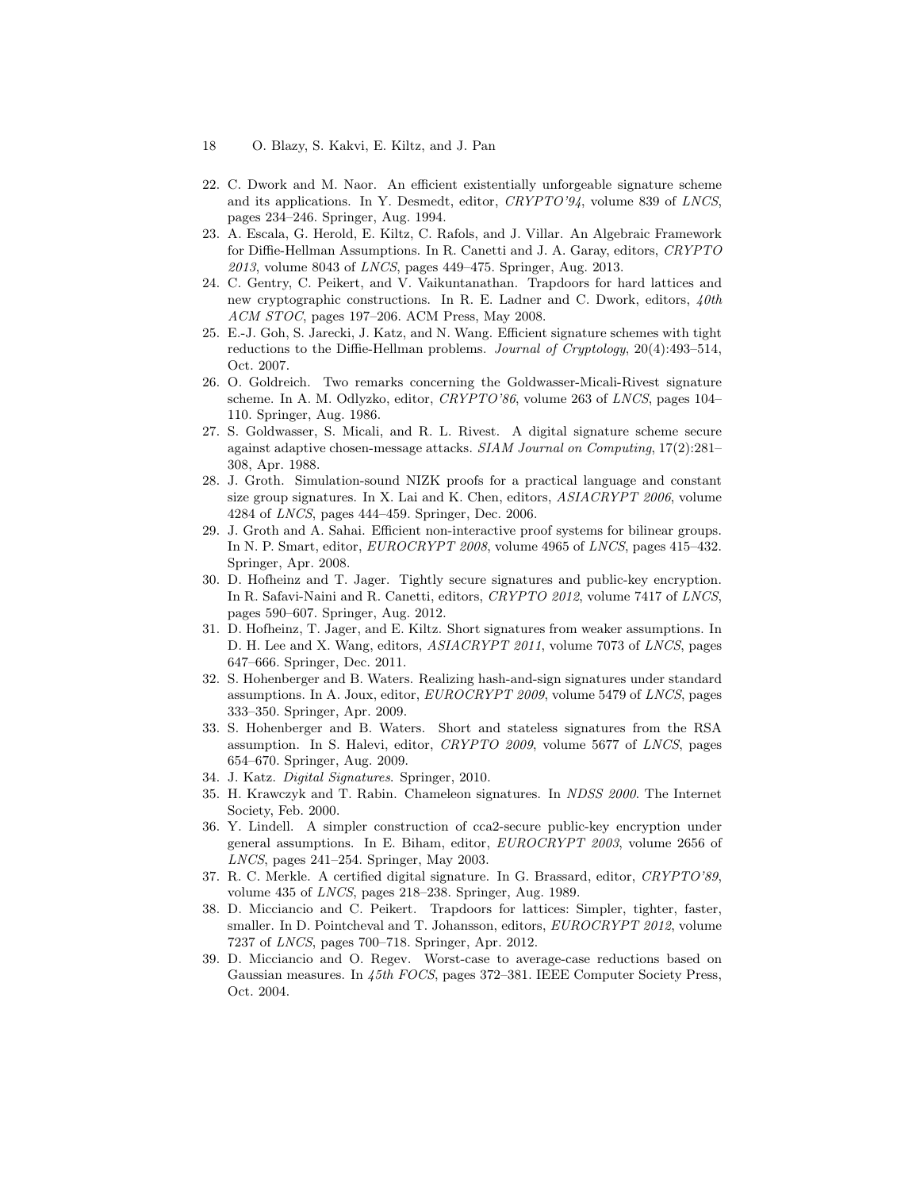22. C. Dwork and M. Naor. An efficient existentially unforgeable signature scheme and its applications. In Y. Desmedt, editor, *CRYPTO'94*, volume 839 of *LNCS*, pages 234–246. Springer, Aug. 1994.
23. A. Escala, G. Herold, E. Kiltz, C. Rafols, and J. Villar. An Algebraic Framework for Diffie-Hellman Assumptions. In R. Canetti and J. A. Garay, editors, *CRYPTO 2013*, volume 8043 of *LNCS*, pages 449–475. Springer, Aug. 2013.
24. C. Gentry, C. Peikert, and V. Vaikuntanathan. Trapdoors for hard lattices and new cryptographic constructions. In R. E. Ladner and C. Dwork, editors, *40th ACM STOC*, pages 197–206. ACM Press, May 2008.
25. E.-J. Goh, S. Jarecki, J. Katz, and N. Wang. Efficient signature schemes with tight reductions to the Diffie-Hellman problems. *Journal of Cryptology*, 20(4):493–514, Oct. 2007.
26. O. Goldreich. Two remarks concerning the Goldwasser-Micali-Rivest signature scheme. In A. M. Odlyzko, editor, *CRYPTO'86*, volume 263 of *LNCS*, pages 104–110. Springer, Aug. 1986.
27. S. Goldwasser, S. Micali, and R. L. Rivest. A digital signature scheme secure against adaptive chosen-message attacks. *SIAM Journal on Computing*, 17(2):281–308, Apr. 1988.
28. J. Groth. Simulation-sound NIZK proofs for a practical language and constant size group signatures. In X. Lai and K. Chen, editors, *ASIACRYPT 2006*, volume 4284 of *LNCS*, pages 444–459. Springer, Dec. 2006.
29. J. Groth and A. Sahai. Efficient non-interactive proof systems for bilinear groups. In N. P. Smart, editor, *EUROCRYPT 2008*, volume 4965 of *LNCS*, pages 415–432. Springer, Apr. 2008.
30. D. Hofheinz and T. Jager. Tightly secure signatures and public-key encryption. In R. Safavi-Naini and R. Canetti, editors, *CRYPTO 2012*, volume 7417 of *LNCS*, pages 590–607. Springer, Aug. 2012.
31. D. Hofheinz, T. Jager, and E. Kiltz. Short signatures from weaker assumptions. In D. H. Lee and X. Wang, editors, *ASIACRYPT 2011*, volume 7073 of *LNCS*, pages 647–666. Springer, Dec. 2011.
32. S. Hohenberger and B. Waters. Realizing hash-and-sign signatures under standard assumptions. In A. Joux, editor, *EUROCRYPT 2009*, volume 5479 of *LNCS*, pages 333–350. Springer, Apr. 2009.
33. S. Hohenberger and B. Waters. Short and stateless signatures from the RSA assumption. In S. Halevi, editor, *CRYPTO 2009*, volume 5677 of *LNCS*, pages 654–670. Springer, Aug. 2009.
34. J. Katz. *Digital Signatures*. Springer, 2010.
35. H. Krawczyk and T. Rabin. Chameleon signatures. In *NDSS 2000*. The Internet Society, Feb. 2000.
36. Y. Lindell. A simpler construction of cca2-secure public-key encryption under general assumptions. In E. Biham, editor, *EUROCRYPT 2003*, volume 2656 of *LNCS*, pages 241–254. Springer, May 2003.
37. R. C. Merkle. A certified digital signature. In G. Brassard, editor, *CRYPTO'89*, volume 435 of *LNCS*, pages 218–238. Springer, Aug. 1989.
38. D. Micciancio and C. Peikert. Trapdoors for lattices: Simpler, tighter, faster, smaller. In D. Pointcheval and T. Johansson, editors, *EUROCRYPT 2012*, volume 7237 of *LNCS*, pages 700–718. Springer, Apr. 2012.
39. D. Micciancio and O. Regev. Worst-case to average-case reductions based on Gaussian measures. In *45th FOCS*, pages 372–381. IEEE Computer Society Press, Oct. 2004.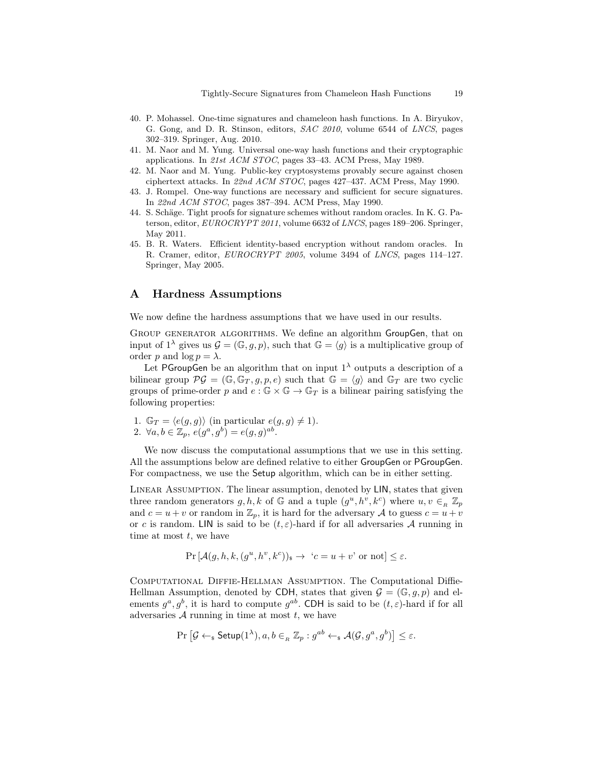40. P. Mohassel. One-time signatures and chameleon hash functions. In A. Biryukov, G. Gong, and D. R. Stinson, editors, *SAC 2010*, volume 6544 of *LNCS*, pages 302–319. Springer, Aug. 2010.
41. M. Naor and M. Yung. Universal one-way hash functions and their cryptographic applications. In *21st ACM STOC*, pages 33–43. ACM Press, May 1989.
42. M. Naor and M. Yung. Public-key cryptosystems provably secure against chosen ciphertext attacks. In *22nd ACM STOC*, pages 427–437. ACM Press, May 1990.
43. J. Rompel. One-way functions are necessary and sufficient for secure signatures. In *22nd ACM STOC*, pages 387–394. ACM Press, May 1990.
44. S. Schäge. Tight proofs for signature schemes without random oracles. In K. G. Paterson, editor, *EUROCRYPT 2011*, volume 6632 of *LNCS*, pages 189–206. Springer, May 2011.
45. B. R. Waters. Efficient identity-based encryption without random oracles. In R. Cramer, editor, *EUROCRYPT 2005*, volume 3494 of *LNCS*, pages 114–127. Springer, May 2005.

## A Hardness Assumptions

We now define the hardness assumptions that we have used in our results.

Group generator algorithms. We define an algorithm GroupGen, that on input of $1^\lambda$ gives us $\mathcal{G} = (\mathbb{G}, g, p)$, such that $\mathbb{G} = \langle g \rangle$ is a multiplicative group of order $p$ and $\log p = \lambda$.

Let PGroupGen be an algorithm that on input $1^\lambda$ outputs a description of a bilinear group $\mathcal{PG} = (\mathbb{G}, \mathbb{G}_T, g, p, e)$ such that $\mathbb{G} = \langle g \rangle$ and $\mathbb{G}_T$ are two cyclic groups of prime-order $p$ and $e : \mathbb{G} \times \mathbb{G} \to \mathbb{G}_T$ is a bilinear pairing satisfying the following properties:

1. $\mathbb{G}_T = \langle e(g, g) \rangle$ (in particular $e(g, g) \neq 1$).
2. $\forall a, b \in \mathbb{Z}_p$, $e(g^a, g^b) = e(g, g)^{ab}$.

We now discuss the computational assumptions that we use in this setting. All the assumptions below are defined relative to either GroupGen or PGroupGen. For compactness, we use the Setup algorithm, which can be in either setting.

Linear Assumption. The linear assumption, denoted by LIN, states that given three random generators $g, h, k$ of $\mathbb{G}$ and a tuple $(g^u, h^v, k^c)$ where $u, v \in_R \mathbb{Z}_p$ and $c = u + v$ or random in $\mathbb{Z}_p$, it is hard for the adversary $\mathcal{A}$ to guess $c = u + v$ or $c$ is random. LIN is said to be $(t, \varepsilon)$-hard if for all adversaries $\mathcal{A}$ running in time at most $t$, we have

$$\Pr\left[\mathcal{A}(g, h, k, (g^u, h^v, k^c))_{\$} \to \text{ `}c = u + v\text{' or not}\right] \leq \varepsilon.$$

Computational Diffie-Hellman Assumption. The Computational Diffie-Hellman Assumption, denoted by CDH, states that given $\mathcal{G} = (\mathbb{G}, g, p)$ and elements $g^a, g^b$, it is hard to compute $g^{ab}$. CDH is said to be $(t, \varepsilon)$-hard if for all adversaries $\mathcal{A}$ running in time at most $t$, we have

$$\Pr\left[\mathcal{G} \leftarrow_{\$} \mathsf{Setup}(1^\lambda), a, b \in_R \mathbb{Z}_p : g^{ab} \leftarrow_{\$} \mathcal{A}(\mathcal{G}, g^a, g^b)\right] \leq \varepsilon.$$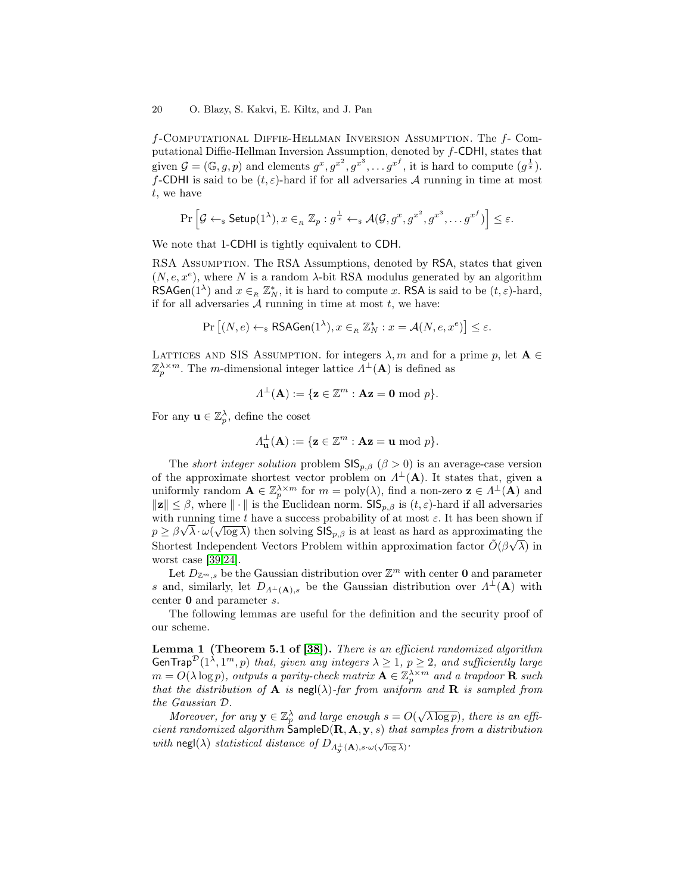$f$-Computational Diffie-Hellman Inversion Assumption. The $f$- Computational Diffie-Hellman Inversion Assumption, denoted by $f$-CDHI, states that given $\mathcal{G} = (\mathbb{G}, g, p)$ and elements $g^x, g^{x^2}, g^{x^3}, \dots g^{x^f}$, it is hard to compute $(g^{\frac{1}{x}})$. $f$-CDHI is said to be $(t, \varepsilon)$-hard if for all adversaries $\mathcal{A}$ running in time at most $t$, we have

$$\Pr\left[\mathcal{G} \leftarrow_{\$} \mathsf{Setup}(1^\lambda), x \in_R \mathbb{Z}_p : g^{\frac{1}{x}} \leftarrow_{\$} \mathcal{A}(\mathcal{G}, g^x, g^{x^2}, g^{x^3}, \dots g^{x^f})\right] \leq \varepsilon.$$

We note that 1-CDHI is tightly equivalent to CDH.

RSA Assumption. The RSA Assumptions, denoted by RSA, states that given $(N, e, x^e)$, where $N$ is a random $\lambda$-bit RSA modulus generated by an algorithm $\mathsf{RSAGen}(1^\lambda)$ and $x \in_R \mathbb{Z}_N^*$, it is hard to compute $x$. RSA is said to be $(t, \varepsilon)$-hard, if for all adversaries $\mathcal{A}$ running in time at most $t$, we have:

$$\Pr\left[(N, e) \leftarrow_{\$} \mathsf{RSAGen}(1^\lambda), x \in_R \mathbb{Z}_N^* : x = \mathcal{A}(N, e, x^e)\right] \leq \varepsilon.$$

Lattices and SIS Assumption. for integers $\lambda, m$ and for a prime $p$, let $\mathbf{A} \in \mathbb{Z}_p^{\lambda \times m}$. The $m$-dimensional integer lattice $\Lambda^\perp(\mathbf{A})$ is defined as

$$\Lambda^\perp(\mathbf{A}) := \{\mathbf{z} \in \mathbb{Z}^m : \mathbf{A}\mathbf{z} = \mathbf{0} \bmod p\}.$$

For any $\mathbf{u} \in \mathbb{Z}_p^\lambda$, define the coset

$$\Lambda_{\mathbf{u}}^\perp(\mathbf{A}) := \{\mathbf{z} \in \mathbb{Z}^m : \mathbf{A}\mathbf{z} = \mathbf{u} \bmod p\}.$$

The *short integer solution* problem $\mathsf{SIS}_{p,\beta}$ $(\beta > 0)$ is an average-case version of the approximate shortest vector problem on $\Lambda^\perp(\mathbf{A})$. It states that, given a uniformly random $\mathbf{A} \in \mathbb{Z}_p^{\lambda \times m}$ for $m = \mathrm{poly}(\lambda)$, find a non-zero $\mathbf{z} \in \Lambda^\perp(\mathbf{A})$ and $\|\mathbf{z}\| \leq \beta$, where $\|\cdot\|$ is the Euclidean norm. $\mathsf{SIS}_{p,\beta}$ is $(t, \varepsilon)$-hard if all adversaries with running time $t$ have a success probability of at most $\varepsilon$. It has been shown if $p \geq \beta\sqrt{\lambda} \cdot \omega(\sqrt{\log \lambda})$ then solving $\mathsf{SIS}_{p,\beta}$ is at least as hard as approximating the Shortest Independent Vectors Problem within approximation factor $\tilde{O}(\beta\sqrt{\lambda})$ in worst case [39,24].

Let $D_{\mathbb{Z}^m,s}$ be the Gaussian distribution over $\mathbb{Z}^m$ with center $\mathbf{0}$ and parameter $s$ and, similarly, let $D_{\Lambda^\perp(\mathbf{A}),s}$ be the Gaussian distribution over $\Lambda^\perp(\mathbf{A})$ with center $\mathbf{0}$ and parameter $s$.

The following lemmas are useful for the definition and the security proof of our scheme.

**Lemma 1 (Theorem 5.1 of [38]).** *There is an efficient randomized algorithm* $\mathsf{GenTrap}^{\mathcal{D}}(1^\lambda, 1^m, p)$ *that, given any integers* $\lambda \geq 1$, $p \geq 2$, *and sufficiently large* $m = O(\lambda \log p)$, *outputs a parity-check matrix* $\mathbf{A} \in \mathbb{Z}_p^{\lambda \times m}$ *and a trapdoor* $\mathbf{R}$ *such that the distribution of* $\mathbf{A}$ *is* $\mathsf{negl}(\lambda)$*-far from uniform and* $\mathbf{R}$ *is sampled from the Gaussian* $\mathcal{D}$.

*Moreover, for any* $\mathbf{y} \in \mathbb{Z}_p^\lambda$ *and large enough* $s = O(\sqrt{\lambda \log p})$, *there is an efficient randomized algorithm* $\mathsf{SampleD}(\mathbf{R}, \mathbf{A}, \mathbf{y}, s)$ *that samples from a distribution with* $\mathsf{negl}(\lambda)$ *statistical distance of* $D_{\Lambda_{\mathbf{y}}^\perp(\mathbf{A}), s \cdot \omega(\sqrt{\log \lambda})}$.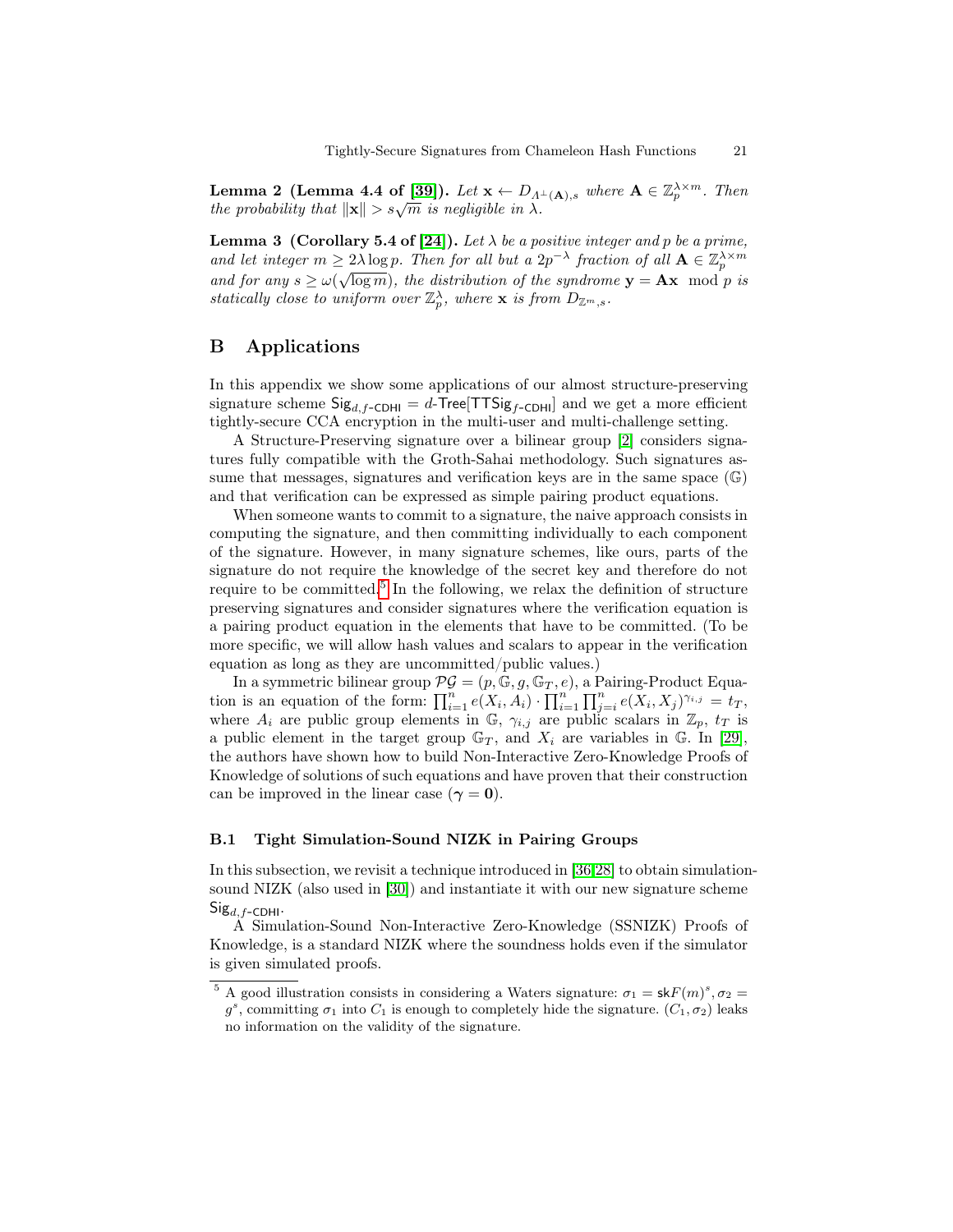**Lemma 2 (Lemma 4.4 of [39]).** *Let $\mathbf{x} \leftarrow D_{\Lambda^{\perp}(\mathbf{A}),s}$ where $\mathbf{A} \in \mathbb{Z}_p^{\lambda \times m}$. Then the probability that $\|\mathbf{x}\| > s\sqrt{m}$ is negligible in $\lambda$.*

**Lemma 3 (Corollary 5.4 of [24]).** *Let $\lambda$ be a positive integer and $p$ be a prime, and let integer $m \geq 2\lambda \log p$. Then for all but a $2p^{-\lambda}$ fraction of all $\mathbf{A} \in \mathbb{Z}_p^{\lambda \times m}$ and for any $s \geq \omega(\sqrt{\log m})$, the distribution of the syndrome $\mathbf{y} = \mathbf{A}\mathbf{x} \mod p$ is statically close to uniform over $\mathbb{Z}_p^{\lambda}$, where $\mathbf{x}$ is from $D_{\mathbb{Z}^m,s}$.*

# B Applications

In this appendix we show some applications of our almost structure-preserving signature scheme $\mathsf{Sig}_{d,f\text{-CDHI}} = d\text{-}\mathsf{Tree}[\mathsf{TTSig}_{f\text{-CDHI}}]$ and we get a more efficient tightly-secure CCA encryption in the multi-user and multi-challenge setting.

A Structure-Preserving signature over a bilinear group [2] considers signatures fully compatible with the Groth-Sahai methodology. Such signatures assume that messages, signatures and verification keys are in the same space ($\mathbb{G}$) and that verification can be expressed as simple pairing product equations.

When someone wants to commit to a signature, the naive approach consists in computing the signature, and then committing individually to each component of the signature. However, in many signature schemes, like ours, parts of the signature do not require the knowledge of the secret key and therefore do not require to be committed.[5] In the following, we relax the definition of structure preserving signatures and consider signatures where the verification equation is a pairing product equation in the elements that have to be committed. (To be more specific, we will allow hash values and scalars to appear in the verification equation as long as they are uncommitted/public values.)

In a symmetric bilinear group $\mathcal{PG} = (p, \mathbb{G}, g, \mathbb{G}_T, e)$, a Pairing-Product Equation is an equation of the form: $\prod_{i=1}^{n} e(X_i, A_i) \cdot \prod_{i=1}^{n} \prod_{j=i}^{n} e(X_i, X_j)^{\gamma_{i,j}} = t_T$, where $A_i$ are public group elements in $\mathbb{G}$, $\gamma_{i,j}$ are public scalars in $\mathbb{Z}_p$, $t_T$ is a public element in the target group $\mathbb{G}_T$, and $X_i$ are variables in $\mathbb{G}$. In [29], the authors have shown how to build Non-Interactive Zero-Knowledge Proofs of Knowledge of solutions of such equations and have proven that their construction can be improved in the linear case ($\boldsymbol{\gamma} = \mathbf{0}$).

## B.1 Tight Simulation-Sound NIZK in Pairing Groups

In this subsection, we revisit a technique introduced in [36,28] to obtain simulation-sound NIZK (also used in [30]) and instantiate it with our new signature scheme $\mathsf{Sig}_{d,f\text{-CDHI}}$.

A Simulation-Sound Non-Interactive Zero-Knowledge (SSNIZK) Proofs of Knowledge, is a standard NIZK where the soundness holds even if the simulator is given simulated proofs.

[5] A good illustration consists in considering a Waters signature: $\sigma_1 = \mathsf{sk}F(m)^s, \sigma_2 = g^s$, committing $\sigma_1$ into $C_1$ is enough to completely hide the signature. $(C_1, \sigma_2)$ leaks no information on the validity of the signature.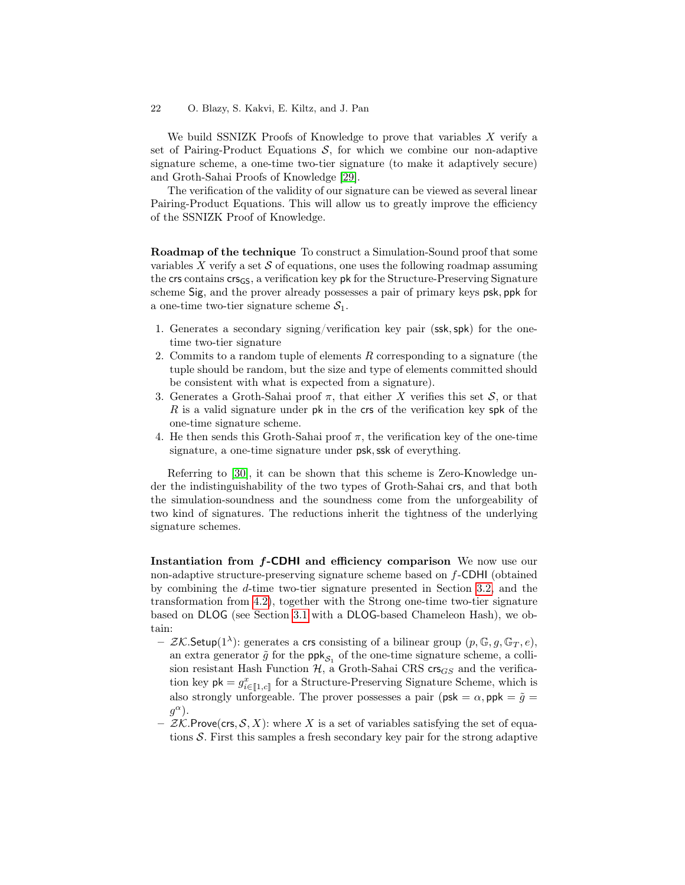We build SSNIZK Proofs of Knowledge to prove that variables $X$ verify a set of Pairing-Product Equations $\mathcal{S}$, for which we combine our non-adaptive signature scheme, a one-time two-tier signature (to make it adaptively secure) and Groth-Sahai Proofs of Knowledge [29].

The verification of the validity of our signature can be viewed as several linear Pairing-Product Equations. This will allow us to greatly improve the efficiency of the SSNIZK Proof of Knowledge.

**Roadmap of the technique** To construct a Simulation-Sound proof that some variables $X$ verify a set $\mathcal{S}$ of equations, one uses the following roadmap assuming the $\mathsf{crs}$ contains $\mathsf{crs}_{\mathsf{GS}}$, a verification key $\mathsf{pk}$ for the Structure-Preserving Signature scheme $\mathsf{Sig}$, and the prover already possesses a pair of primary keys $\mathsf{psk}, \mathsf{ppk}$ for a one-time two-tier signature scheme $\mathcal{S}_1$.

1. Generates a secondary signing/verification key pair $(\mathsf{ssk}, \mathsf{spk})$ for the one-time two-tier signature
2. Commits to a random tuple of elements $R$ corresponding to a signature (the tuple should be random, but the size and type of elements committed should be consistent with what is expected from a signature).
3. Generates a Groth-Sahai proof $\pi$, that either $X$ verifies this set $\mathcal{S}$, or that $R$ is a valid signature under $\mathsf{pk}$ in the $\mathsf{crs}$ of the verification key $\mathsf{spk}$ of the one-time signature scheme.
4. He then sends this Groth-Sahai proof $\pi$, the verification key of the one-time signature, a one-time signature under $\mathsf{psk}, \mathsf{ssk}$ of everything.

Referring to [30], it can be shown that this scheme is Zero-Knowledge under the indistinguishability of the two types of Groth-Sahai $\mathsf{crs}$, and that both the simulation-soundness and the soundness come from the unforgeability of two kind of signatures. The reductions inherit the tightness of the underlying signature schemes.

**Instantiation from $f$-CDHI and efficiency comparison** We now use our non-adaptive structure-preserving signature scheme based on $f$-$\mathsf{CDHI}$ (obtained by combining the $d$-time two-tier signature presented in Section 3.2, and the transformation from 4.2), together with the Strong one-time two-tier signature based on $\mathsf{DLOG}$ (see Section 3.1 with a $\mathsf{DLOG}$-based Chameleon Hash), we obtain:

- $\mathcal{ZK}.\mathsf{Setup}(1^\lambda)$: generates a $\mathsf{crs}$ consisting of a bilinear group $(p, \mathbb{G}, g, \mathbb{G}_T, e)$, an extra generator $\tilde{g}$ for the $\mathsf{ppk}_{\mathcal{S}_1}$ of the one-time signature scheme, a collision resistant Hash Function $\mathcal{H}$, a Groth-Sahai CRS $\mathsf{crs}_{GS}$ and the verification key $\mathsf{pk} = g^{x}_{i \in [\![1,c]\!]}$ for a Structure-Preserving Signature Scheme, which is also strongly unforgeable. The prover possesses a pair $(\mathsf{psk} = \alpha, \mathsf{ppk} = \tilde{g} = g^\alpha)$.
- $\mathcal{ZK}.\mathsf{Prove}(\mathsf{crs}, \mathcal{S}, X)$: where $X$ is a set of variables satisfying the set of equations $\mathcal{S}$. First this samples a fresh secondary key pair for the strong adaptive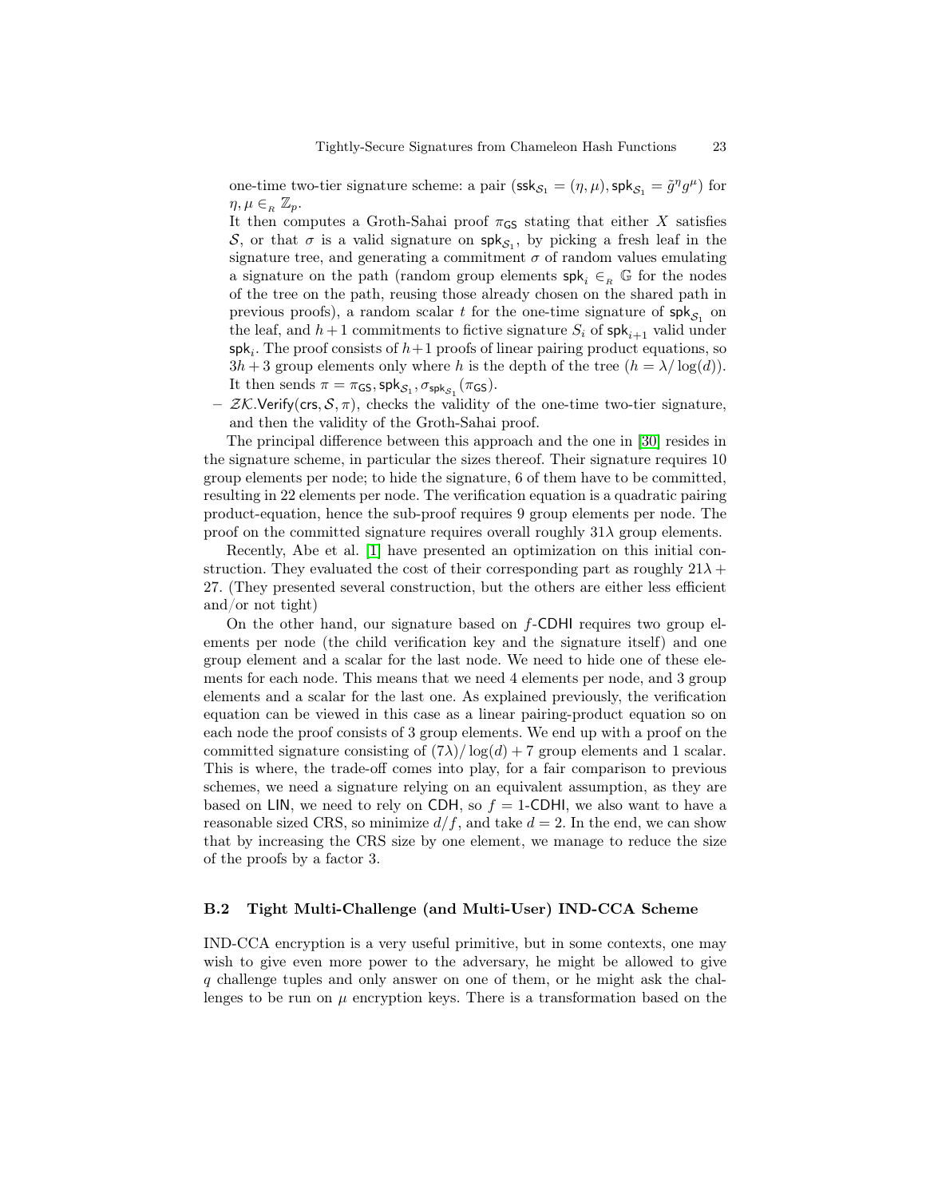one-time two-tier signature scheme: a pair $(\mathsf{ssk}_{\mathcal{S}_1} = (\eta, \mu), \mathsf{spk}_{\mathcal{S}_1} = \tilde{g}^\eta g^\mu)$ for $\eta, \mu \in_R \mathbb{Z}_p$.
  It then computes a Groth-Sahai proof $\pi_{\mathsf{GS}}$ stating that either $X$ satisfies $\mathcal{S}$, or that $\sigma$ is a valid signature on $\mathsf{spk}_{\mathcal{S}_1}$, by picking a fresh leaf in the signature tree, and generating a commitment $\sigma$ of random values emulating a signature on the path (random group elements $\mathsf{spk}_i \in_R \mathbb{G}$ for the nodes of the tree on the path, reusing those already chosen on the shared path in previous proofs), a random scalar $t$ for the one-time signature of $\mathsf{spk}_{\mathcal{S}_1}$ on the leaf, and $h+1$ commitments to fictive signature $S_i$ of $\mathsf{spk}_{i+1}$ valid under $\mathsf{spk}_i$. The proof consists of $h+1$ proofs of linear pairing product equations, so $3h+3$ group elements only where $h$ is the depth of the tree ($h = \lambda/\log(d)$).
  It then sends $\pi = \pi_{\mathsf{GS}}, \mathsf{spk}_{\mathcal{S}_1}, \sigma_{\mathsf{spk}_{\mathcal{S}_1}}(\pi_{\mathsf{GS}})$.
- $\mathcal{ZK}.\mathsf{Verify}(\mathsf{crs}, \mathcal{S}, \pi)$, checks the validity of the one-time two-tier signature, and then the validity of the Groth-Sahai proof.

The principal difference between this approach and the one in [30] resides in the signature scheme, in particular the sizes thereof. Their signature requires 10 group elements per node; to hide the signature, 6 of them have to be committed, resulting in 22 elements per node. The verification equation is a quadratic pairing product-equation, hence the sub-proof requires 9 group elements per node. The proof on the committed signature requires overall roughly $31\lambda$ group elements.

Recently, Abe et al. [1] have presented an optimization on this initial construction. They evaluated the cost of their corresponding part as roughly $21\lambda + 27$. (They presented several construction, but the others are either less efficient and/or not tight)

On the other hand, our signature based on $f$-$\mathsf{CDHI}$ requires two group elements per node (the child verification key and the signature itself) and one group element and a scalar for the last node. We need to hide one of these elements for each node. This means that we need 4 elements per node, and 3 group elements and a scalar for the last one. As explained previously, the verification equation can be viewed in this case as a linear pairing-product equation so on each node the proof consists of 3 group elements. We end up with a proof on the committed signature consisting of $(7\lambda)/\log(d) + 7$ group elements and 1 scalar. This is where, the trade-off comes into play, for a fair comparison to previous schemes, we need a signature relying on an equivalent assumption, as they are based on $\mathsf{LIN}$, we need to rely on $\mathsf{CDH}$, so $f = 1$-$\mathsf{CDHI}$, we also want to have a reasonable sized CRS, so minimize $d/f$, and take $d = 2$. In the end, we can show that by increasing the CRS size by one element, we manage to reduce the size of the proofs by a factor 3.

### B.2 Tight Multi-Challenge (and Multi-User) IND-CCA Scheme

IND-CCA encryption is a very useful primitive, but in some contexts, one may wish to give even more power to the adversary, he might be allowed to give $q$ challenge tuples and only answer on one of them, or he might ask the challenges to be run on $\mu$ encryption keys. There is a transformation based on the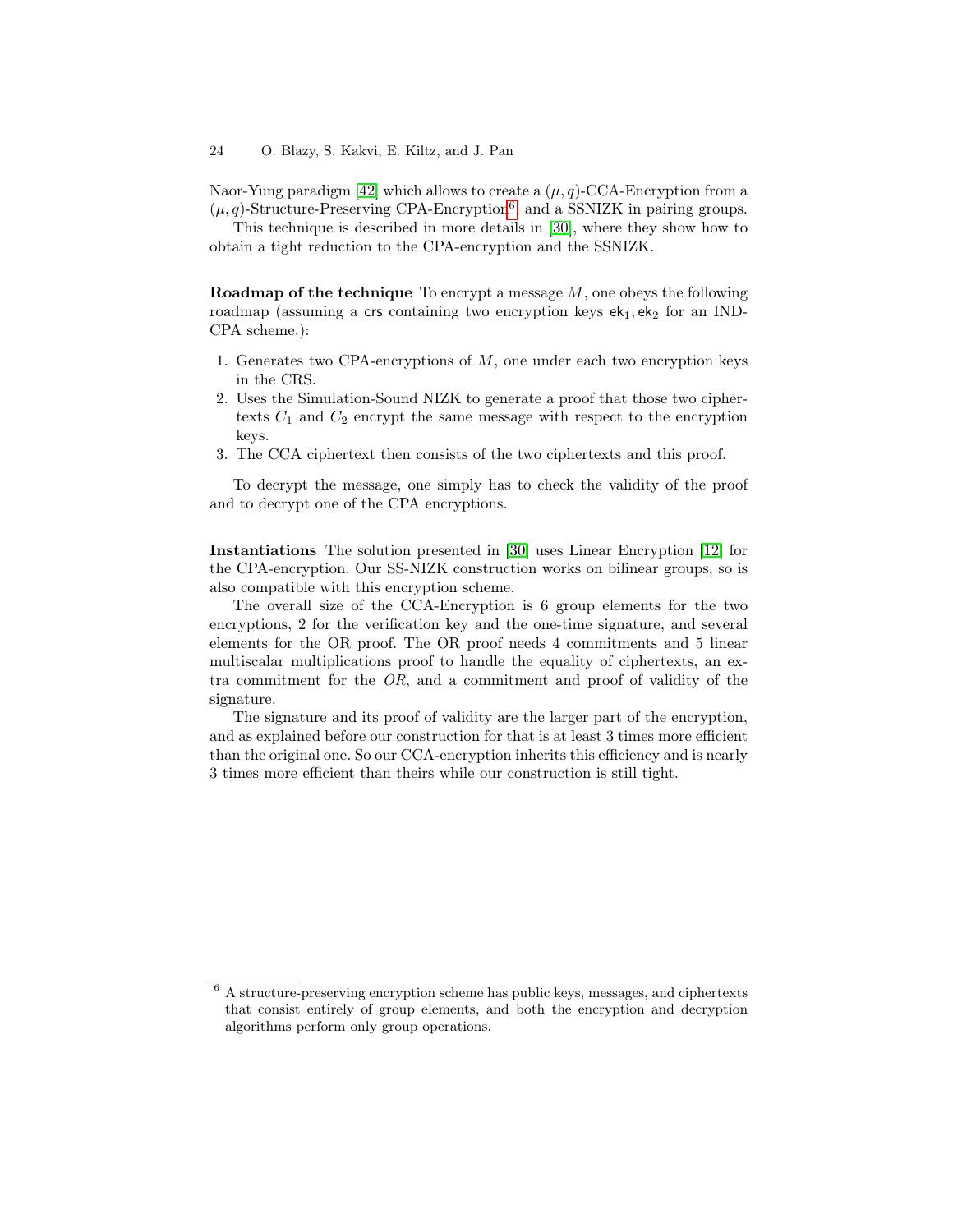Naor-Yung paradigm [42] which allows to create a $(\mu, q)$-CCA-Encryption from a $(\mu, q)$-Structure-Preserving CPA-Encryption[6] and a SSNIZK in pairing groups.

This technique is described in more details in [30], where they show how to obtain a tight reduction to the CPA-encryption and the SSNIZK.

**Roadmap of the technique** To encrypt a message $M$, one obeys the following roadmap (assuming a $\mathsf{crs}$ containing two encryption keys $\mathsf{ek}_1, \mathsf{ek}_2$ for an IND-CPA scheme.):

1. Generates two CPA-encryptions of $M$, one under each two encryption keys in the CRS.
2. Uses the Simulation-Sound NIZK to generate a proof that those two ciphertexts $C_1$ and $C_2$ encrypt the same message with respect to the encryption keys.
3. The CCA ciphertext then consists of the two ciphertexts and this proof.

To decrypt the message, one simply has to check the validity of the proof and to decrypt one of the CPA encryptions.

**Instantiations** The solution presented in [30] uses Linear Encryption [12] for the CPA-encryption. Our SS-NIZK construction works on bilinear groups, so is also compatible with this encryption scheme.

The overall size of the CCA-Encryption is 6 group elements for the two encryptions, 2 for the verification key and the one-time signature, and several elements for the OR proof. The OR proof needs 4 commitments and 5 linear multiscalar multiplications proof to handle the equality of ciphertexts, an extra commitment for the *OR*, and a commitment and proof of validity of the signature.

The signature and its proof of validity are the larger part of the encryption, and as explained before our construction for that is at least 3 times more efficient than the original one. So our CCA-encryption inherits this efficiency and is nearly 3 times more efficient than theirs while our construction is still tight.

[6] A structure-preserving encryption scheme has public keys, messages, and ciphertexts that consist entirely of group elements, and both the encryption and decryption algorithms perform only group operations.